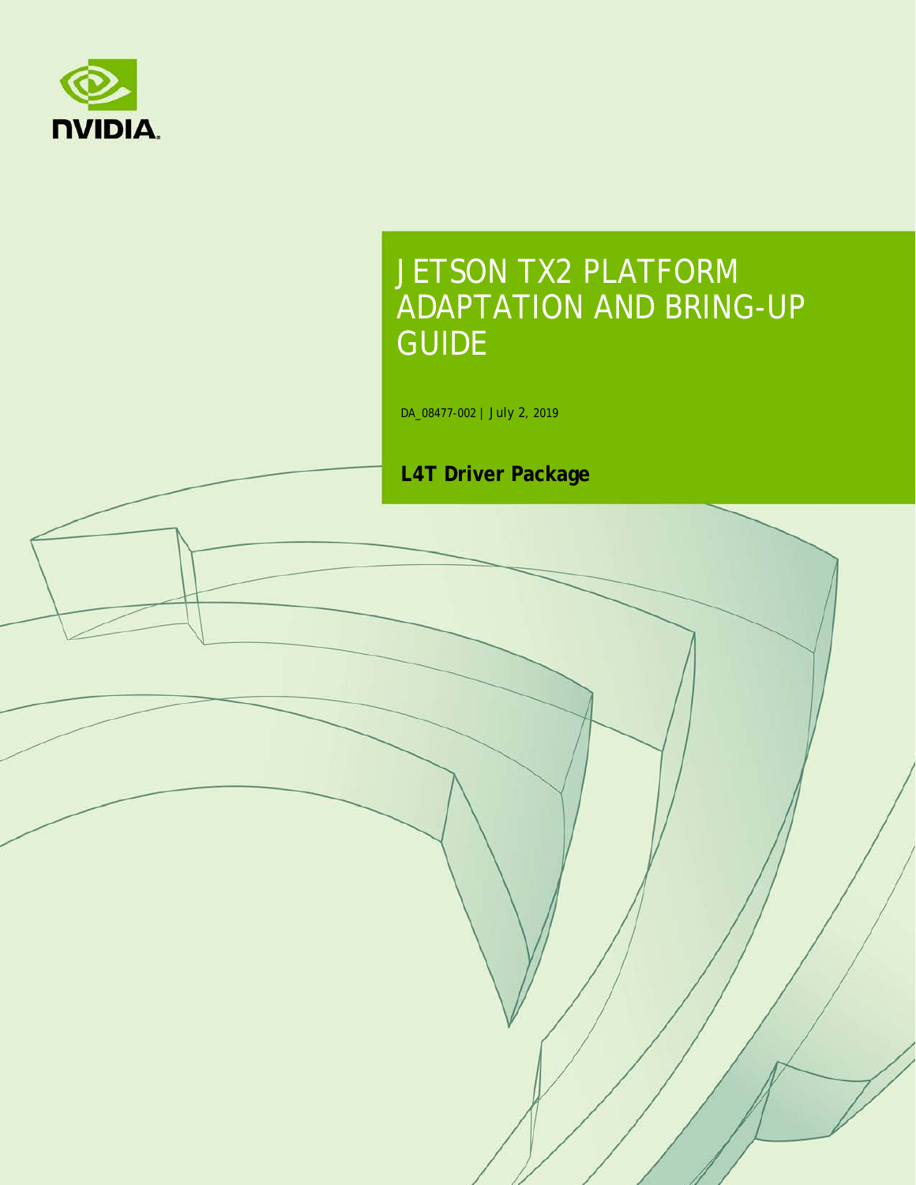# JETSON TX2 PLATFORM ADAPTATION AND BRING-UP GUIDE

DA_08477-002 | July 2, 2019

**L4T Driver Package**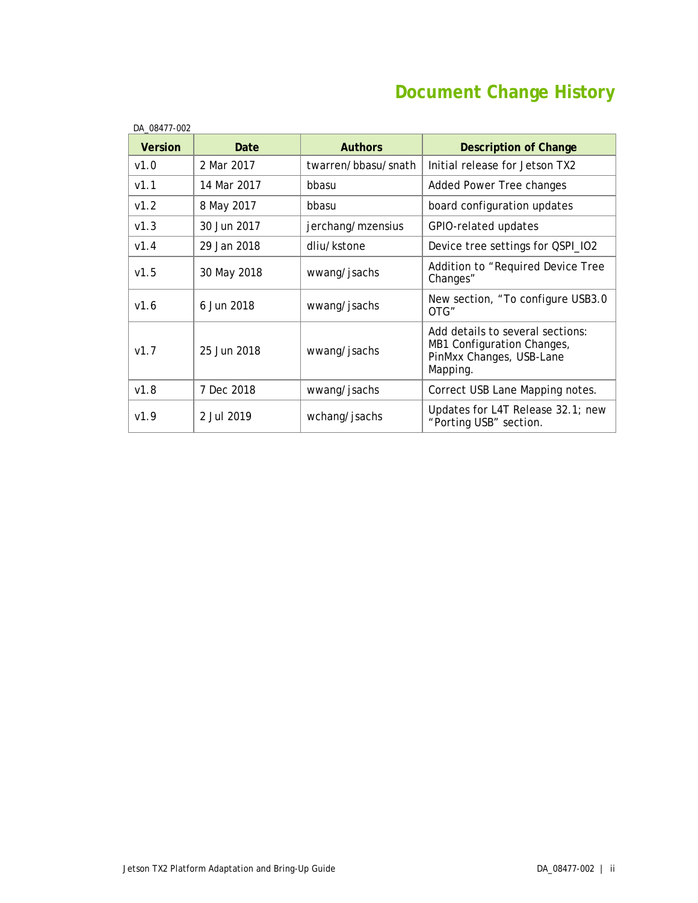# Document Change History

DA_08477-002

| Version | Date | Authors | Description of Change |
|---|---|---|---|
| v1.0 | 2 Mar 2017 | twarren/bbasu/snath | Initial release for Jetson TX2 |
| v1.1 | 14 Mar 2017 | bbasu | Added Power Tree changes |
| v1.2 | 8 May 2017 | bbasu | board configuration updates |
| v1.3 | 30 Jun 2017 | jerchang/mzensius | GPIO-related updates |
| v1.4 | 29 Jan 2018 | dliu/kstone | Device tree settings for QSPI_IO2 |
| v1.5 | 30 May 2018 | wwang/jsachs | Addition to “Required Device Tree Changes” |
| v1.6 | 6 Jun 2018 | wwang/jsachs | New section, “To configure USB3.0 OTG” |
| v1.7 | 25 Jun 2018 | wwang/jsachs | Add details to several sections: MB1 Configuration Changes, PinMxx Changes, USB-Lane Mapping. |
| v1.8 | 7 Dec 2018 | wwang/jsachs | Correct USB Lane Mapping notes. |
| v1.9 | 2 Jul 2019 | wchang/jsachs | Updates for L4T Release 32.1; new “Porting USB” section. |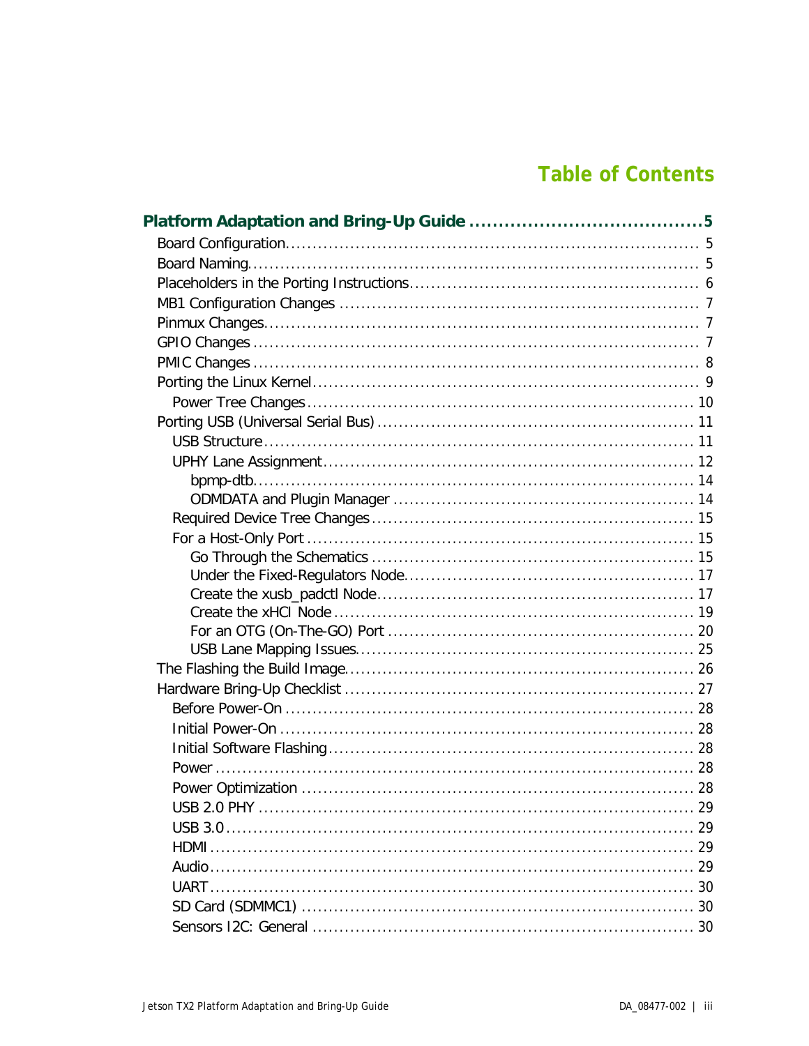# Table of Contents

**Platform Adaptation and Bring-Up Guide ........................................5**

- Board Configuration................................................................................ 5
- Board Naming......................................................................................... 5
- Placeholders in the Porting Instructions.................................................... 6
- MB1 Configuration Changes ................................................................... 7
- Pinmux Changes..................................................................................... 7
- GPIO Changes ....................................................................................... 7
- PMIC Changes ........................................................................................ 8
- Porting the Linux Kernel.......................................................................... 9
  - Power Tree Changes .......................................................................... 10
- Porting USB (Universal Serial Bus) .......................................................... 11
  - USB Structure.................................................................................... 11
  - UPHY Lane Assignment...................................................................... 12
    - bpmp-dtb...................................................................................... 14
    - ODMDATA and Plugin Manager ....................................................... 14
  - Required Device Tree Changes ........................................................... 15
  - For a Host-Only Port ......................................................................... 15
    - Go Through the Schematics ........................................................... 15
    - Under the Fixed-Regulators Node.................................................... 17
    - Create the xusb_padctl Node.......................................................... 17
    - Create the xHCI Node ................................................................... 19
    - For an OTG (On-The-GO) Port ........................................................ 20
    - USB Lane Mapping Issues.............................................................. 25
- The Flashing the Build Image.................................................................. 26
- Hardware Bring-Up Checklist ................................................................. 27
  - Before Power-On ............................................................................... 28
  - Initial Power-On ............................................................................... 28
  - Initial Software Flashing..................................................................... 28
  - Power ............................................................................................... 28
  - Power Optimization ........................................................................... 28
  - USB 2.0 PHY ..................................................................................... 29
  - USB 3.0............................................................................................. 29
  - HDMI ................................................................................................ 29
  - Audio................................................................................................ 29
  - UART ................................................................................................ 30
  - SD Card (SDMMC1) ........................................................................... 30
  - Sensors I2C: General ........................................................................ 30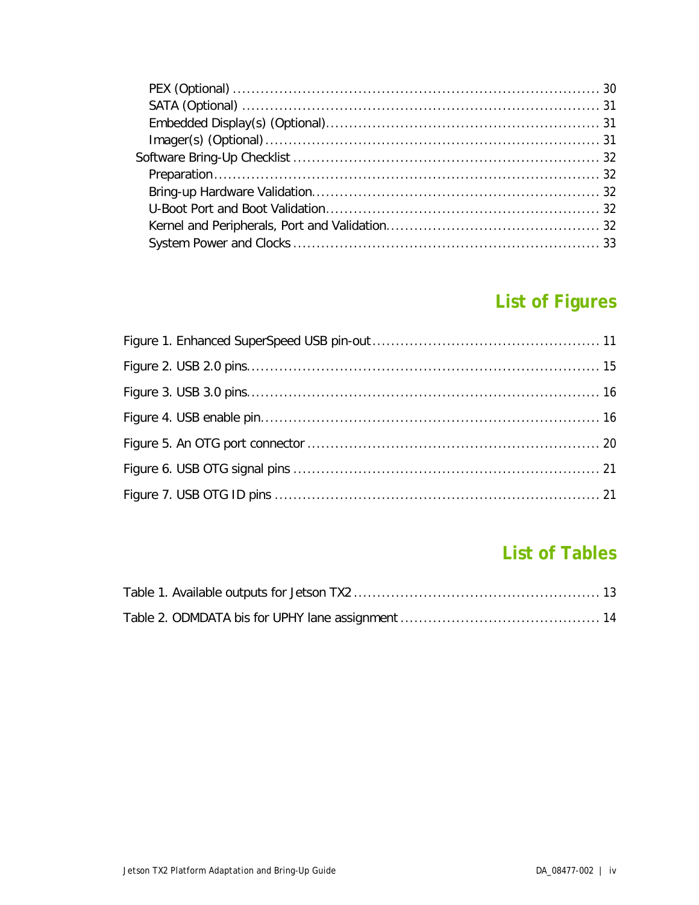PEX (Optional) ............................................................................. 30
SATA (Optional) ............................................................................. 31
Embedded Display(s) (Optional).......................................................... 31
Imager(s) (Optional)........................................................................ 31
Software Bring-Up Checklist ................................................................. 32
Preparation.................................................................................... 32
Bring-up Hardware Validation............................................................. 32
U-Boot Port and Boot Validation.......................................................... 32
Kernel and Peripherals, Port and Validation............................................. 32
System Power and Clocks .................................................................. 33

## List of Figures

Figure 1. Enhanced SuperSpeed USB pin-out................................................ 11

Figure 2. USB 2.0 pins......................................................................... 15

Figure 3. USB 3.0 pins......................................................................... 16

Figure 4. USB enable pin...................................................................... 16

Figure 5. An OTG port connector ............................................................ 20

Figure 6. USB OTG signal pins ............................................................... 21

Figure 7. USB OTG ID pins .................................................................... 21

## List of Tables

Table 1. Available outputs for Jetson TX2 ................................................... 13

Table 2. ODMDATA bis for UPHY lane assignment ......................................... 14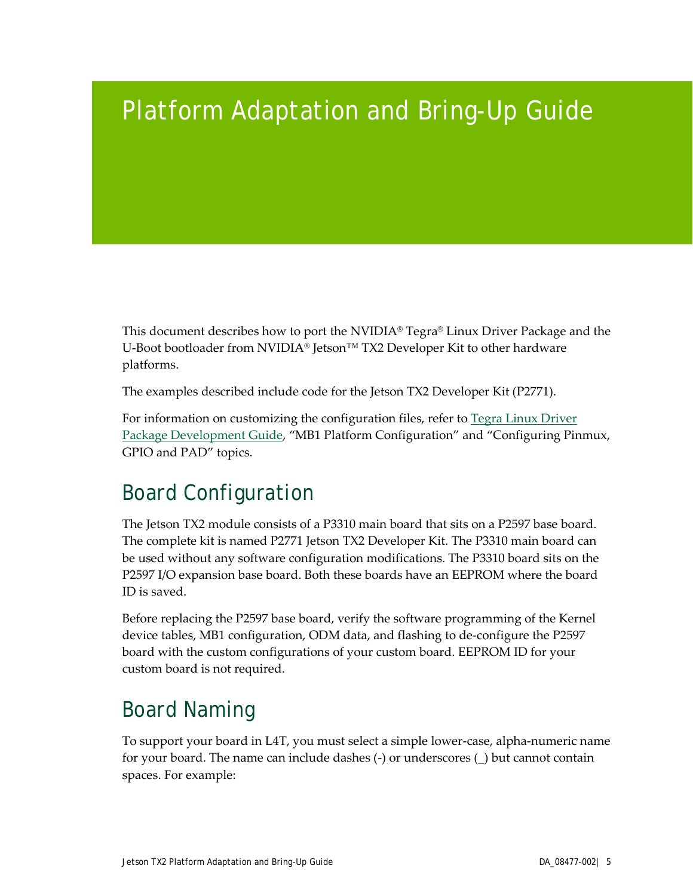# Platform Adaptation and Bring-Up Guide

This document describes how to port the NVIDIA® Tegra® Linux Driver Package and the U-Boot bootloader from NVIDIA® Jetson™ TX2 Developer Kit to other hardware platforms.

The examples described include code for the Jetson TX2 Developer Kit (P2771).

For information on customizing the configuration files, refer to Tegra Linux Driver Package Development Guide, “MB1 Platform Configuration” and “Configuring Pinmux, GPIO and PAD” topics.

## Board Configuration

The Jetson TX2 module consists of a P3310 main board that sits on a P2597 base board. The complete kit is named P2771 Jetson TX2 Developer Kit. The P3310 main board can be used without any software configuration modifications. The P3310 board sits on the P2597 I/O expansion base board. Both these boards have an EEPROM where the board ID is saved.

Before replacing the P2597 base board, verify the software programming of the Kernel device tables, MB1 configuration, ODM data, and flashing to de-configure the P2597 board with the custom configurations of your custom board. EEPROM ID for your custom board is not required.

## Board Naming

To support your board in L4T, you must select a simple lower-case, alpha-numeric name for your board. The name can include dashes (-) or underscores (_) but cannot contain spaces. For example: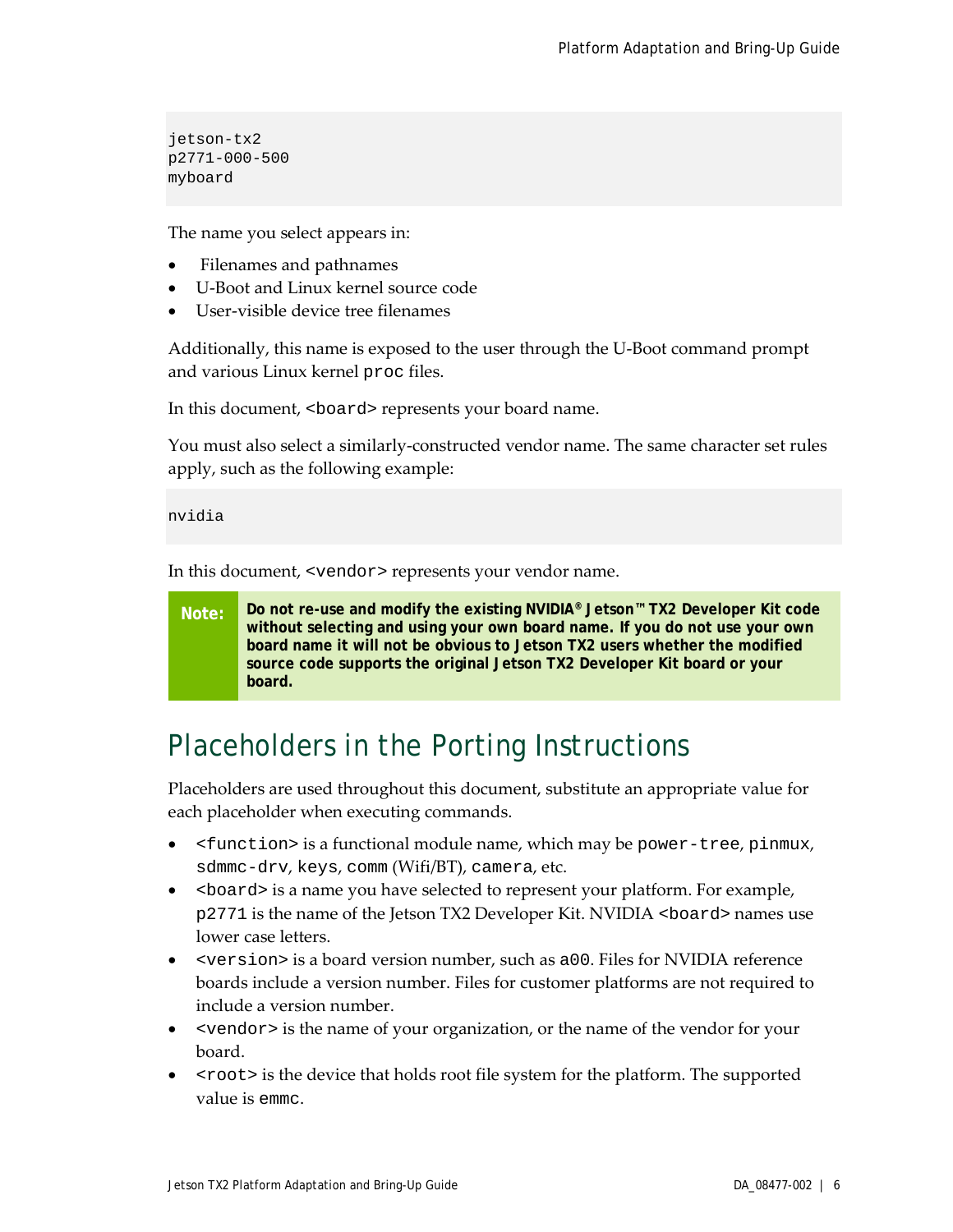```
jetson-tx2
p2771-000-500
myboard
```

The name you select appears in:

- Filenames and pathnames
- U-Boot and Linux kernel source code
- User-visible device tree filenames

Additionally, this name is exposed to the user through the U-Boot command prompt and various Linux kernel `proc` files.

In this document, `<board>` represents your board name.

You must also select a similarly-constructed vendor name. The same character set rules apply, such as the following example:

```
nvidia
```

In this document, `<vendor>` represents your vendor name.

> **Note:** **Do not re-use and modify the existing NVIDIA® Jetson™ TX2 Developer Kit code without selecting and using your own board name. If you do not use your own board name it will not be obvious to Jetson TX2 users whether the modified source code supports the original Jetson TX2 Developer Kit board or your board.**

## Placeholders in the Porting Instructions

Placeholders are used throughout this document, substitute an appropriate value for each placeholder when executing commands.

- `<function>` is a functional module name, which may be `power-tree`, `pinmux`, `sdmmc-drv`, `keys`, `comm` (Wifi/BT), `camera`, etc.
- `<board>` is a name you have selected to represent your platform. For example, `p2771` is the name of the Jetson TX2 Developer Kit. NVIDIA `<board>` names use lower case letters.
- `<version>` is a board version number, such as `a00`. Files for NVIDIA reference boards include a version number. Files for customer platforms are not required to include a version number.
- `<vendor>` is the name of your organization, or the name of the vendor for your board.
- `<root>` is the device that holds root file system for the platform. The supported value is `emmc`.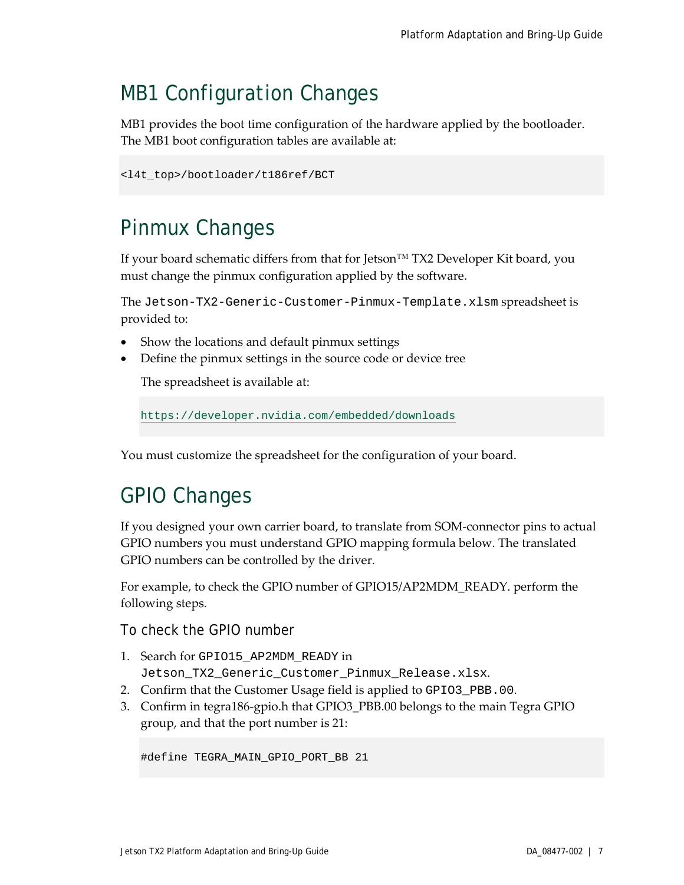## MB1 Configuration Changes

MB1 provides the boot time configuration of the hardware applied by the bootloader. The MB1 boot configuration tables are available at:

```
<l4t_top>/bootloader/t186ref/BCT
```

## Pinmux Changes

If your board schematic differs from that for Jetson™ TX2 Developer Kit board, you must change the pinmux configuration applied by the software.

The `Jetson-TX2-Generic-Customer-Pinmux-Template.xlsm` spreadsheet is provided to:

- Show the locations and default pinmux settings
- Define the pinmux settings in the source code or device tree

  The spreadsheet is available at:

  ```
  https://developer.nvidia.com/embedded/downloads
  ```

You must customize the spreadsheet for the configuration of your board.

## GPIO Changes

If you designed your own carrier board, to translate from SOM-connector pins to actual GPIO numbers you must understand GPIO mapping formula below. The translated GPIO numbers can be controlled by the driver.

For example, to check the GPIO number of GPIO15/AP2MDM_READY. perform the following steps.

### To check the GPIO number

1. Search for `GPIO15_AP2MDM_READY` in `Jetson_TX2_Generic_Customer_Pinmux_Release.xlsx`.
2. Confirm that the Customer Usage field is applied to `GPIO3_PBB.00`.
3. Confirm in tegra186-gpio.h that GPIO3_PBB.00 belongs to the main Tegra GPIO group, and that the port number is 21:

   ```
   #define TEGRA_MAIN_GPIO_PORT_BB 21
   ```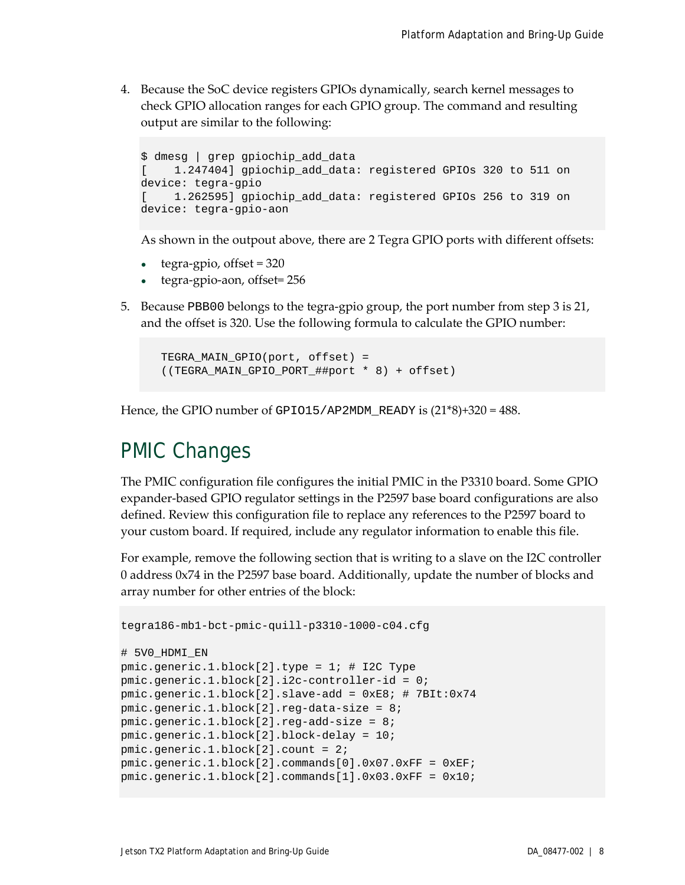4. Because the SoC device registers GPIOs dynamically, search kernel messages to check GPIO allocation ranges for each GPIO group. The command and resulting output are similar to the following:

   ```
   $ dmesg | grep gpiochip_add_data
   [    1.247404] gpiochip_add_data: registered GPIOs 320 to 511 on
   device: tegra-gpio
   [    1.262595] gpiochip_add_data: registered GPIOs 256 to 319 on
   device: tegra-gpio-aon
   ```

   As shown in the outpout above, there are 2 Tegra GPIO ports with different offsets:

   - tegra-gpio, offset = 320
   - tegra-gpio-aon, offset= 256

5. Because `PBB00` belongs to the tegra-gpio group, the port number from step 3 is 21, and the offset is 320. Use the following formula to calculate the GPIO number:

   ```
   TEGRA_MAIN_GPIO(port, offset) =
   ((TEGRA_MAIN_GPIO_PORT_##port * 8) + offset)
   ```

Hence, the GPIO number of `GPIO15/AP2MDM_READY` is (21*8)+320 = 488.

## PMIC Changes

The PMIC configuration file configures the initial PMIC in the P3310 board. Some GPIO expander-based GPIO regulator settings in the P2597 base board configurations are also defined. Review this configuration file to replace any references to the P2597 board to your custom board. If required, include any regulator information to enable this file.

For example, remove the following section that is writing to a slave on the I2C controller 0 address 0x74 in the P2597 base board. Additionally, update the number of blocks and array number for other entries of the block:

```
tegra186-mb1-bct-pmic-quill-p3310-1000-c04.cfg

# 5V0_HDMI_EN
pmic.generic.1.block[2].type = 1; # I2C Type
pmic.generic.1.block[2].i2c-controller-id = 0;
pmic.generic.1.block[2].slave-add = 0xE8; # 7BIt:0x74
pmic.generic.1.block[2].reg-data-size = 8;
pmic.generic.1.block[2].reg-add-size = 8;
pmic.generic.1.block[2].block-delay = 10;
pmic.generic.1.block[2].count = 2;
pmic.generic.1.block[2].commands[0].0x07.0xFF = 0xEF;
pmic.generic.1.block[2].commands[1].0x03.0xFF = 0x10;
```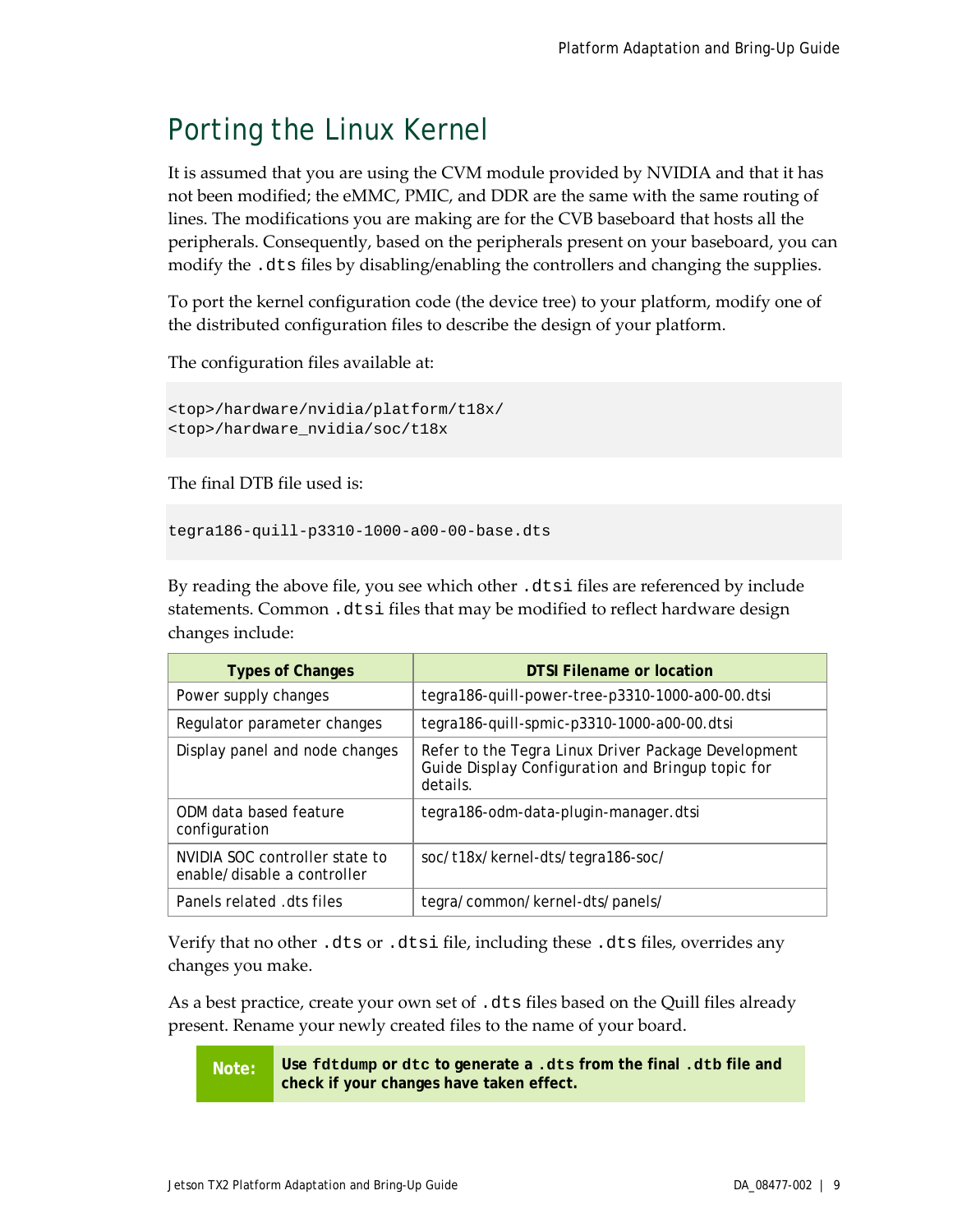# Porting the Linux Kernel

It is assumed that you are using the CVM module provided by NVIDIA and that it has not been modified; the eMMC, PMIC, and DDR are the same with the same routing of lines. The modifications you are making are for the CVB baseboard that hosts all the peripherals. Consequently, based on the peripherals present on your baseboard, you can modify the `.dts` files by disabling/enabling the controllers and changing the supplies.

To port the kernel configuration code (the device tree) to your platform, modify one of the distributed configuration files to describe the design of your platform.

The configuration files available at:

```
<top>/hardware/nvidia/platform/t18x/
<top>/hardware_nvidia/soc/t18x
```

The final DTB file used is:

```
tegra186-quill-p3310-1000-a00-00-base.dts
```

By reading the above file, you see which other `.dtsi` files are referenced by include statements. Common `.dtsi` files that may be modified to reflect hardware design changes include:

| Types of Changes | DTSI Filename or location |
| --- | --- |
| Power supply changes | tegra186-quill-power-tree-p3310-1000-a00-00.dtsi |
| Regulator parameter changes | tegra186-quill-spmic-p3310-1000-a00-00.dtsi |
| Display panel and node changes | Refer to the Tegra Linux Driver Package Development Guide Display Configuration and Bringup topic for details. |
| ODM data based feature configuration | tegra186-odm-data-plugin-manager.dtsi |
| NVIDIA SOC controller state to enable/disable a controller | soc/t18x/kernel-dts/tegra186-soc/ |
| Panels related .dts files | tegra/common/kernel-dts/panels/ |

Verify that no other `.dts` or `.dtsi` file, including these `.dts` files, overrides any changes you make.

As a best practice, create your own set of `.dts` files based on the Quill files already present. Rename your newly created files to the name of your board.

> **Note:** **Use `fdtdump` or `dtc` to generate a `.dts` from the final `.dtb` file and check if your changes have taken effect.**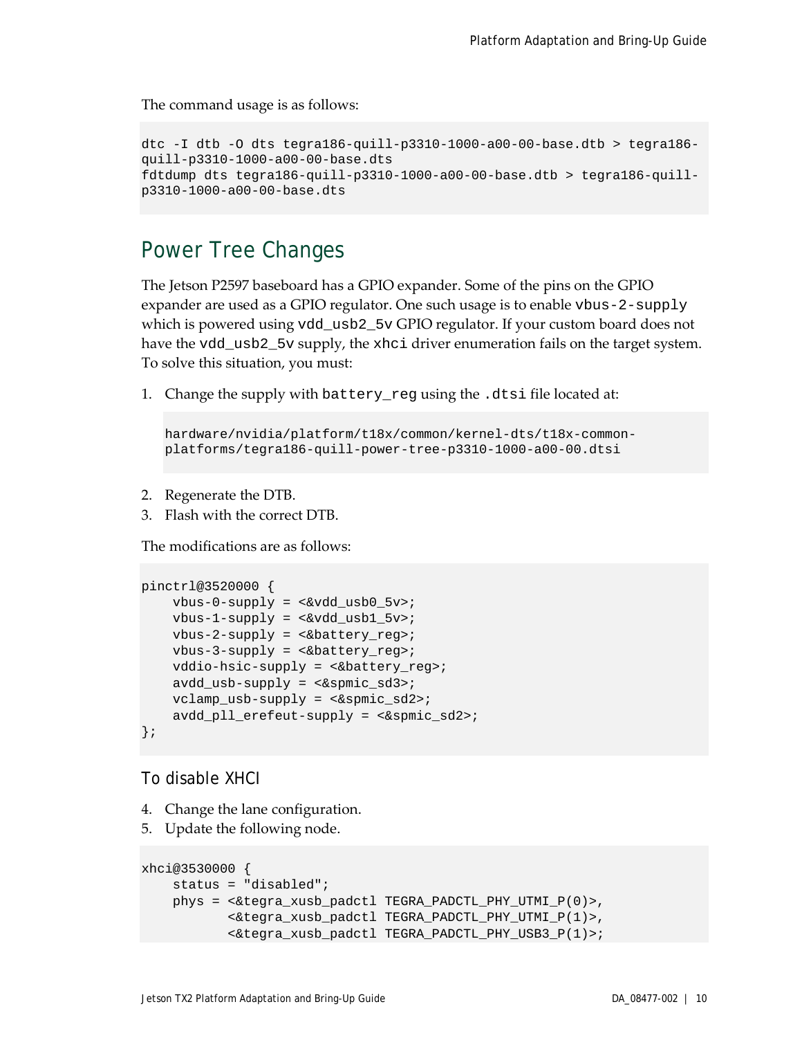The command usage is as follows:

```
dtc -I dtb -O dts tegra186-quill-p3310-1000-a00-00-base.dtb > tegra186-quill-p3310-1000-a00-00-base.dts
fdtdump dts tegra186-quill-p3310-1000-a00-00-base.dtb > tegra186-quill-p3310-1000-a00-00-base.dts
```

## Power Tree Changes

The Jetson P2597 baseboard has a GPIO expander. Some of the pins on the GPIO expander are used as a GPIO regulator. One such usage is to enable `vbus-2-supply` which is powered using `vdd_usb2_5v` GPIO regulator. If your custom board does not have the `vdd_usb2_5v` supply, the `xhci` driver enumeration fails on the target system. To solve this situation, you must:

1. Change the supply with `battery_reg` using the `.dtsi` file located at:

   ```
   hardware/nvidia/platform/t18x/common/kernel-dts/t18x-common-platforms/tegra186-quill-power-tree-p3310-1000-a00-00.dtsi
   ```

2. Regenerate the DTB.
3. Flash with the correct DTB.

The modifications are as follows:

```
pinctrl@3520000 {
    vbus-0-supply = <&vdd_usb0_5v>;
    vbus-1-supply = <&vdd_usb1_5v>;
    vbus-2-supply = <&battery_reg>;
    vbus-3-supply = <&battery_reg>;
    vddio-hsic-supply = <&battery_reg>;
    avdd_usb-supply = <&spmic_sd3>;
    vclamp_usb-supply = <&spmic_sd2>;
    avdd_pll_erefeut-supply = <&spmic_sd2>;
};
```

### To disable XHCI

4. Change the lane configuration.
5. Update the following node.

```
xhci@3530000 {
    status = "disabled";
    phys = <&tegra_xusb_padctl TEGRA_PADCTL_PHY_UTMI_P(0)>,
           <&tegra_xusb_padctl TEGRA_PADCTL_PHY_UTMI_P(1)>,
           <&tegra_xusb_padctl TEGRA_PADCTL_PHY_USB3_P(1)>;
```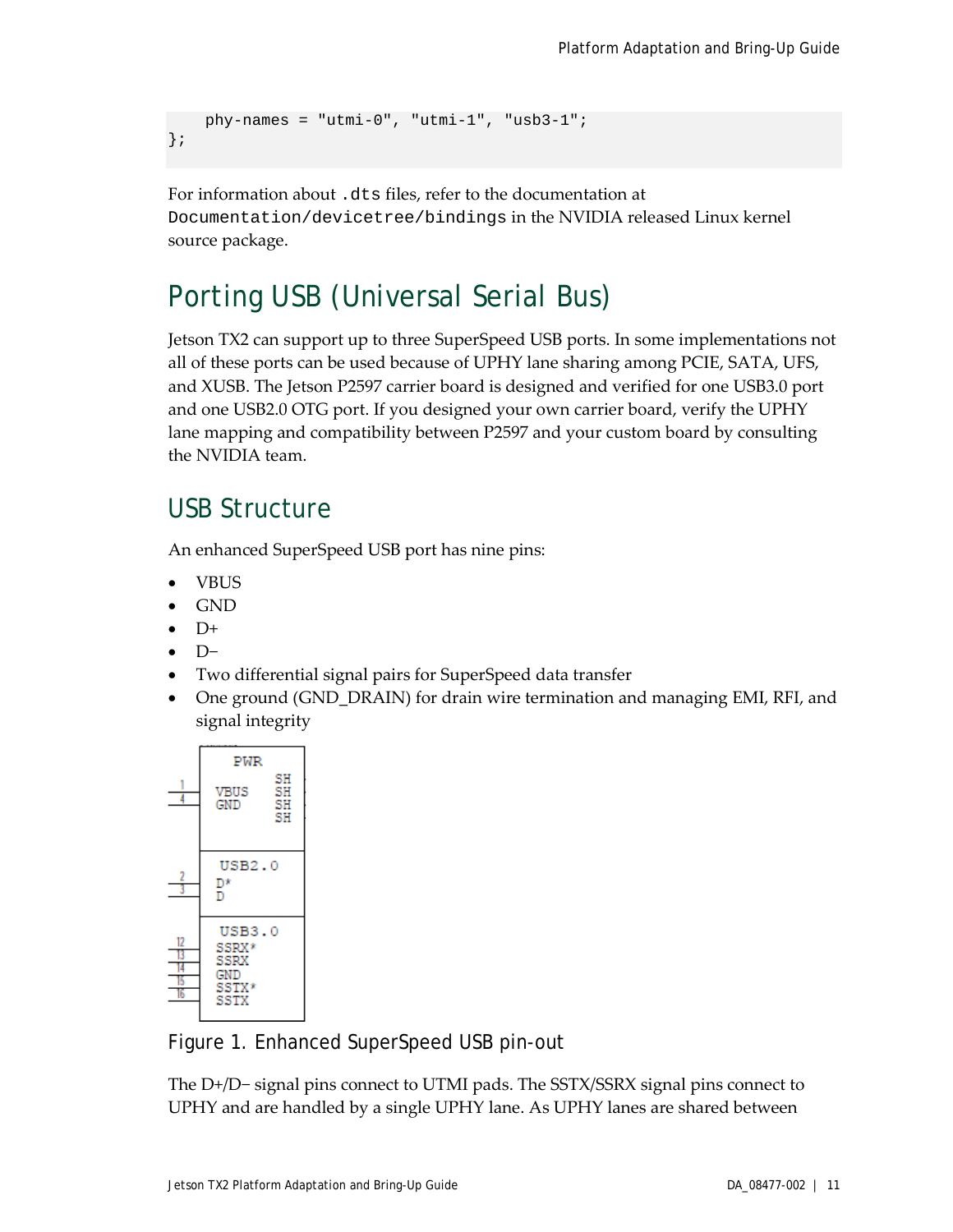```
    phy-names = "utmi-0", "utmi-1", "usb3-1";
};
```

For information about `.dts` files, refer to the documentation at `Documentation/devicetree/bindings` in the NVIDIA released Linux kernel source package.

# Porting USB (Universal Serial Bus)

Jetson TX2 can support up to three SuperSpeed USB ports. In some implementations not all of these ports can be used because of UPHY lane sharing among PCIE, SATA, UFS, and XUSB. The Jetson P2597 carrier board is designed and verified for one USB3.0 port and one USB2.0 OTG port. If you designed your own carrier board, verify the UPHY lane mapping and compatibility between P2597 and your custom board by consulting the NVIDIA team.

## USB Structure

An enhanced SuperSpeed USB port has nine pins:

- VBUS
- GND
- D+
- D−
- Two differential signal pairs for SuperSpeed data transfer
- One ground (GND_DRAIN) for drain wire termination and managing EMI, RFI, and signal integrity

Figure 1. Enhanced SuperSpeed USB pin-out

The D+/D− signal pins connect to UTMI pads. The SSTX/SSRX signal pins connect to UPHY and are handled by a single UPHY lane. As UPHY lanes are shared between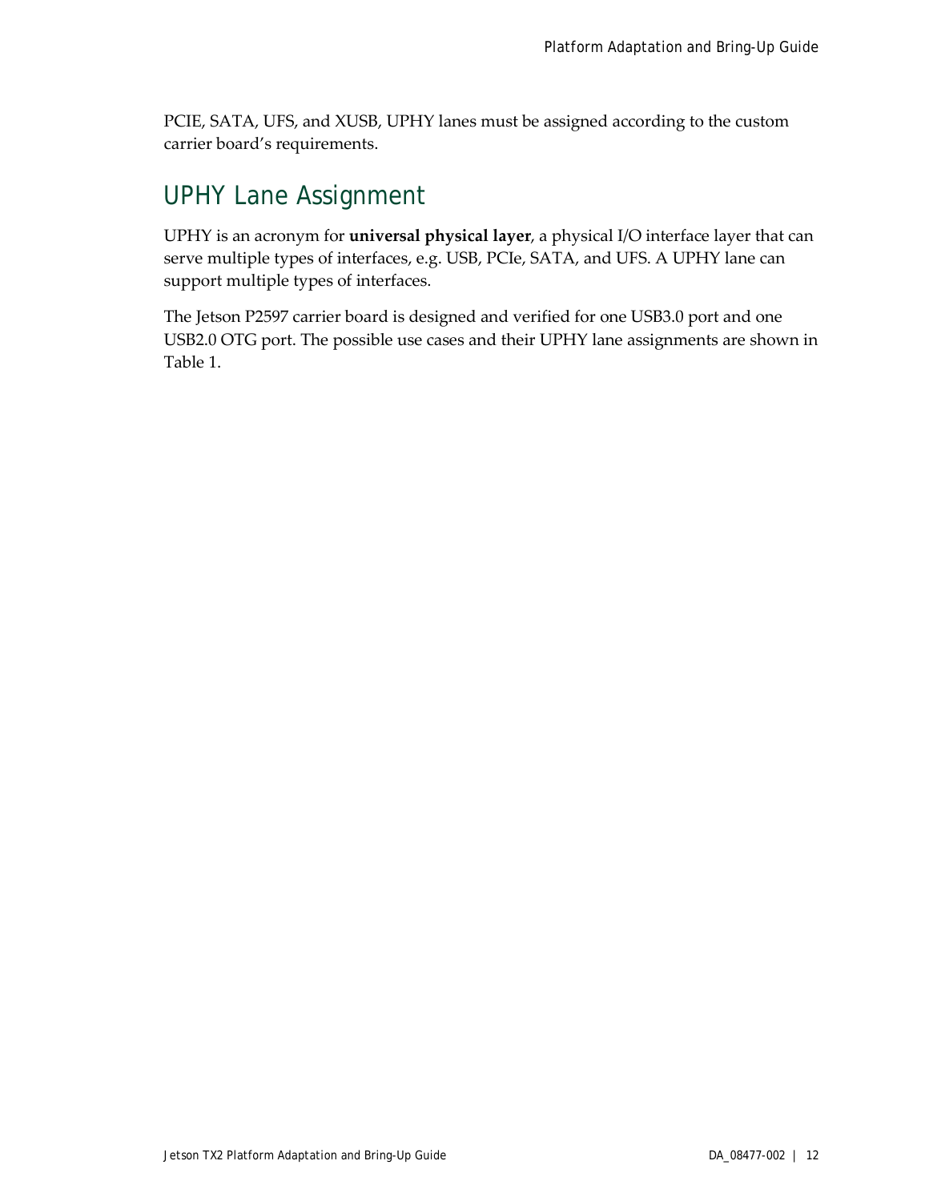PCIE, SATA, UFS, and XUSB, UPHY lanes must be assigned according to the custom carrier board's requirements.

## UPHY Lane Assignment

UPHY is an acronym for **universal physical layer**, a physical I/O interface layer that can serve multiple types of interfaces, e.g. USB, PCIe, SATA, and UFS. A UPHY lane can support multiple types of interfaces.

The Jetson P2597 carrier board is designed and verified for one USB3.0 port and one USB2.0 OTG port. The possible use cases and their UPHY lane assignments are shown in Table 1.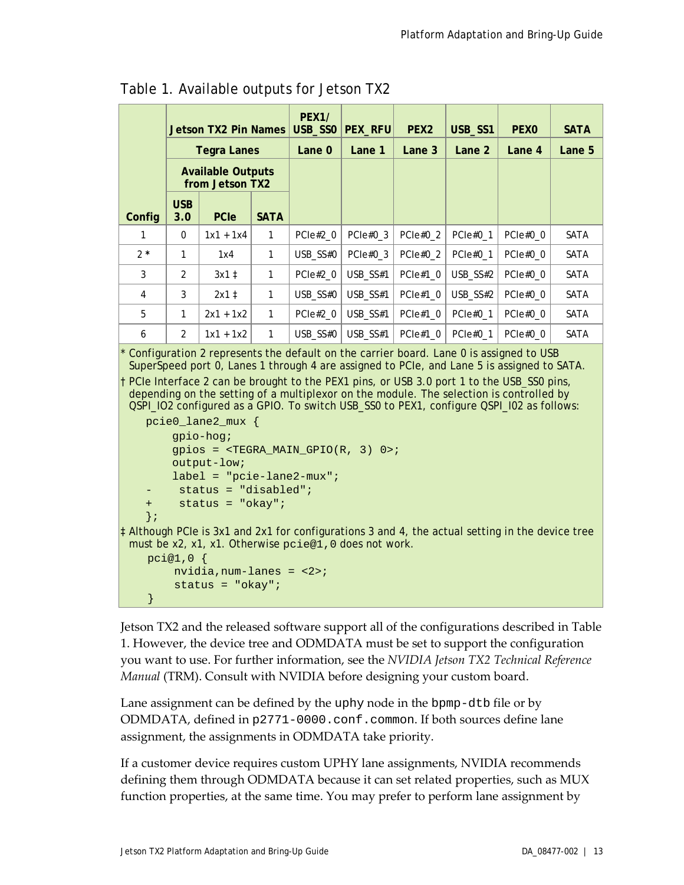Table 1. Available outputs for Jetson TX2

| | Jetson TX2 Pin Names | | | PEX1/ USB_SS0 | PEX_RFU | PEX2 | USB_SS1 | PEX0 | SATA |
|---|---|---|---|---|---|---|---|---|---|
| | Tegra Lanes | | | Lane 0 | Lane 1 | Lane 3 | Lane 2 | Lane 4 | Lane 5 |
| | Available Outputs from Jetson TX2 | | | | | | | | |
| Config | USB 3.0 | PCIe | SATA | | | | | | |
| 1 | 0 | 1x1 + 1x4 | 1 | PCIe#2_0 | PCIe#0_3 | PCIe#0_2 | PCIe#0_1 | PCIe#0_0 | SATA |
| 2 * | 1 | 1x4 | 1 | USB_SS#0 | PCIe#0_3 | PCIe#0_2 | PCIe#0_1 | PCIe#0_0 | SATA |
| 3 | 2 | 3x1 ‡ | 1 | PCIe#2_0 | USB_SS#1 | PCIe#1_0 | USB_SS#2 | PCIe#0_0 | SATA |
| 4 | 3 | 2x1 ‡ | 1 | USB_SS#0 | USB_SS#1 | PCIe#1_0 | USB_SS#2 | PCIe#0_0 | SATA |
| 5 | 1 | 2x1 + 1x2 | 1 | PCIe#2_0 | USB_SS#1 | PCIe#1_0 | PCIe#0_1 | PCIe#0_0 | SATA |
| 6 | 2 | 1x1 + 1x2 | 1 | USB_SS#0 | USB_SS#1 | PCIe#1_0 | PCIe#0_1 | PCIe#0_0 | SATA |

* Configuration 2 represents the default on the carrier board. Lane 0 is assigned to USB SuperSpeed port 0, Lanes 1 through 4 are assigned to PCIe, and Lane 5 is assigned to SATA.

† PCIe Interface 2 can be brought to the PEX1 pins, or USB 3.0 port 1 to the USB_SS0 pins, depending on the setting of a multiplexor on the module. The selection is controlled by QSPI_IO2 configured as a GPIO. To switch USB_SS0 to PEX1, configure QSPI_I02 as follows:

```
pcie0_lane2_mux {
    gpio-hog;
    gpios = <TEGRA_MAIN_GPIO(R, 3) 0>;
    output-low;
    label = "pcie-lane2-mux";
-     status = "disabled";
+     status = "okay";
};
```

‡ Although PCIe is 3x1 and 2x1 for configurations 3 and 4, the actual setting in the device tree must be x2, x1, x1. Otherwise `pcie@1,0` does not work.

```
pci@1,0 {
    nvidia,num-lanes = <2>;
    status = "okay";
}
```

Jetson TX2 and the released software support all of the configurations described in Table 1. However, the device tree and ODMDATA must be set to support the configuration you want to use. For further information, see the *NVIDIA Jetson TX2 Technical Reference Manual* (TRM). Consult with NVIDIA before designing your custom board.

Lane assignment can be defined by the `uphy` node in the `bpmp-dtb` file or by ODMDATA, defined in `p2771-0000.conf.common`. If both sources define lane assignment, the assignments in ODMDATA take priority.

If a customer device requires custom UPHY lane assignments, NVIDIA recommends defining them through ODMDATA because it can set related properties, such as MUX function properties, at the same time. You may prefer to perform lane assignment by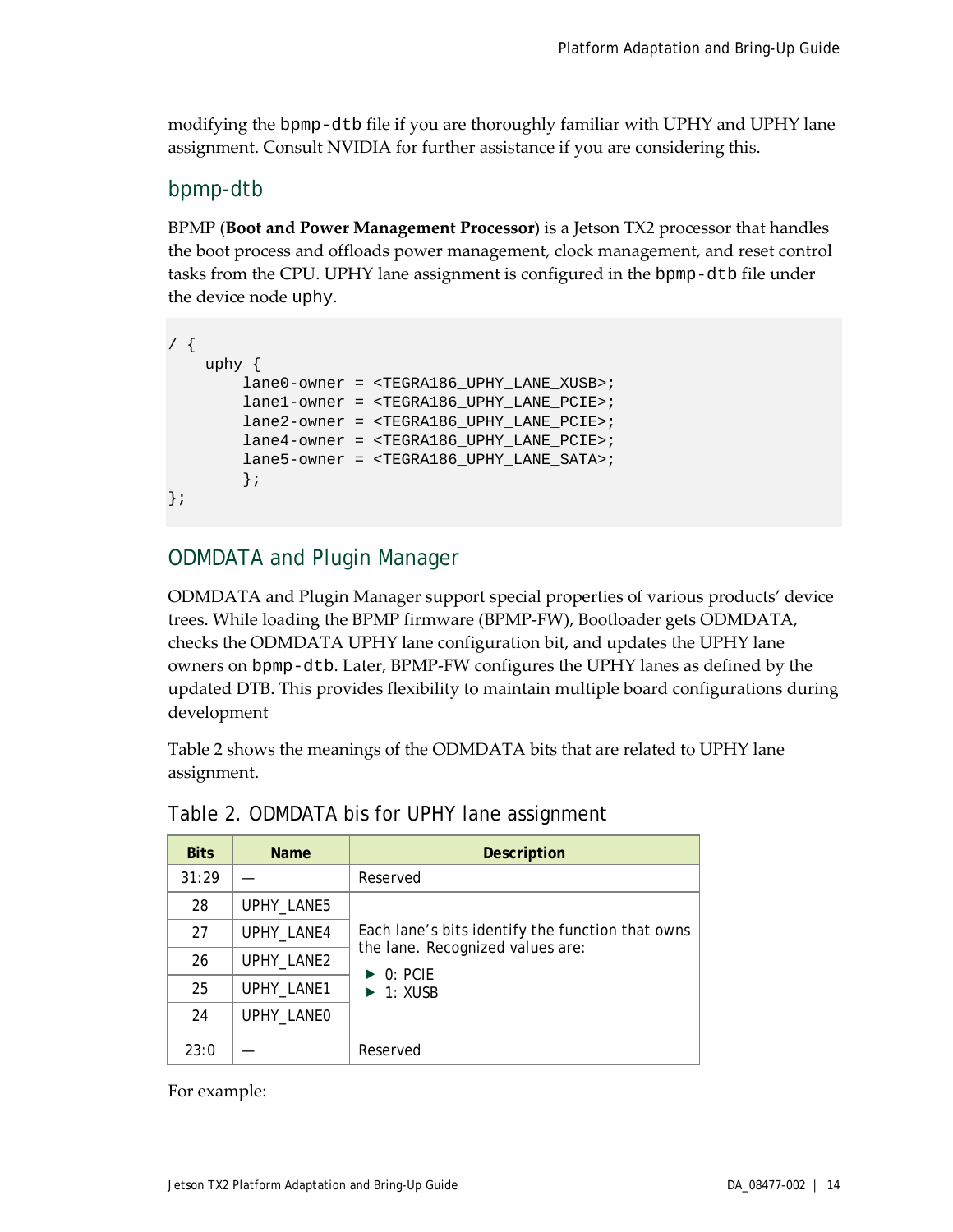modifying the bpmp-dtb file if you are thoroughly familiar with UPHY and UPHY lane assignment. Consult NVIDIA for further assistance if you are considering this.

## bpmp-dtb

BPMP (**Boot and Power Management Processor**) is a Jetson TX2 processor that handles the boot process and offloads power management, clock management, and reset control tasks from the CPU. UPHY lane assignment is configured in the bpmp-dtb file under the device node uphy.

```
/ {
    uphy {
        lane0-owner = <TEGRA186_UPHY_LANE_XUSB>;
        lane1-owner = <TEGRA186_UPHY_LANE_PCIE>;
        lane2-owner = <TEGRA186_UPHY_LANE_PCIE>;
        lane4-owner = <TEGRA186_UPHY_LANE_PCIE>;
        lane5-owner = <TEGRA186_UPHY_LANE_SATA>;
        };
};
```

## ODMDATA and Plugin Manager

ODMDATA and Plugin Manager support special properties of various products' device trees. While loading the BPMP firmware (BPMP-FW), Bootloader gets ODMDATA, checks the ODMDATA UPHY lane configuration bit, and updates the UPHY lane owners on bpmp-dtb. Later, BPMP-FW configures the UPHY lanes as defined by the updated DTB. This provides flexibility to maintain multiple board configurations during development

Table 2 shows the meanings of the ODMDATA bits that are related to UPHY lane assignment.

Table 2. ODMDATA bis for UPHY lane assignment

| Bits | Name | Description |
|---|---|---|
| 31:29 | — | Reserved |
| 28 | UPHY_LANE5 | Each lane's bits identify the function that owns the lane. Recognized values are: ▶ 0: PCIE ▶ 1: XUSB |
| 27 | UPHY_LANE4 | |
| 26 | UPHY_LANE2 | |
| 25 | UPHY_LANE1 | |
| 24 | UPHY_LANE0 | |
| 23:0 | — | Reserved |

For example: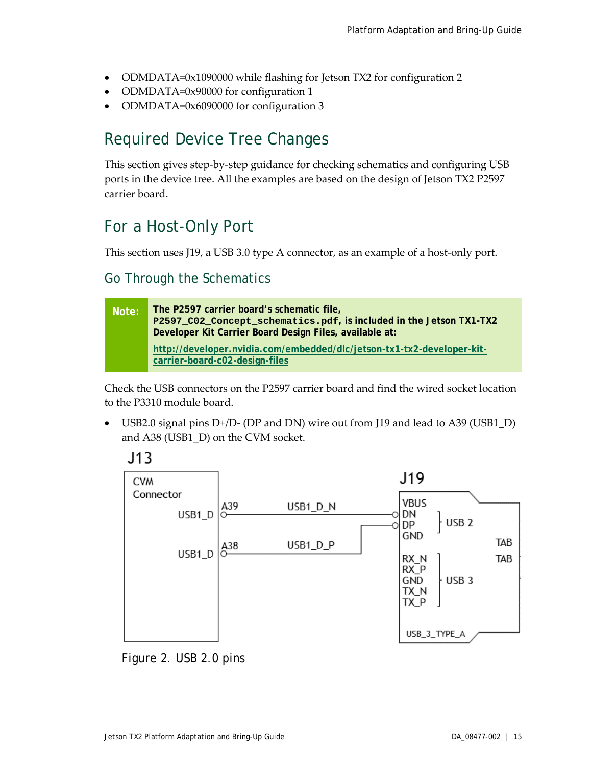- ODMDATA=0x1090000 while flashing for Jetson TX2 for configuration 2
- ODMDATA=0x90000 for configuration 1
- ODMDATA=0x6090000 for configuration 3

## Required Device Tree Changes

This section gives step-by-step guidance for checking schematics and configuring USB ports in the device tree. All the examples are based on the design of Jetson TX2 P2597 carrier board.

## For a Host-Only Port

This section uses J19, a USB 3.0 type A connector, as an example of a host-only port.

### Go Through the Schematics

> **Note:** **The P2597 carrier board's schematic file, `P2597_C02_Concept_schematics.pdf`, is included in the Jetson TX1-TX2 Developer Kit Carrier Board Design Files, available at:**
>
> **http://developer.nvidia.com/embedded/dlc/jetson-tx1-tx2-developer-kit-carrier-board-c02-design-files**

Check the USB connectors on the P2597 carrier board and find the wired socket location to the P3310 module board.

- USB2.0 signal pins D+/D- (DP and DN) wire out from J19 and lead to A39 (USB1_D) and A38 (USB1_D) on the CVM socket.

Figure 2. USB 2.0 pins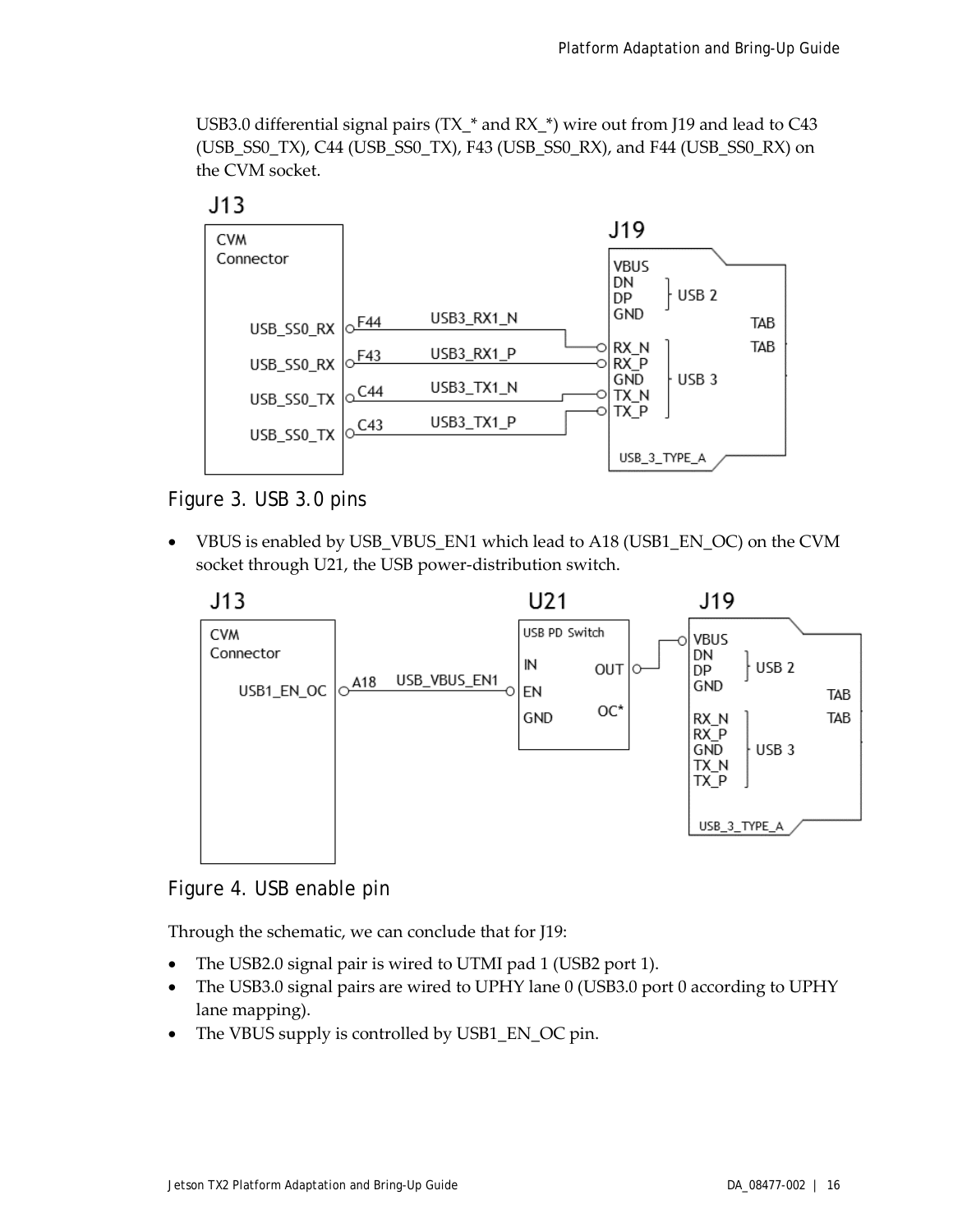USB3.0 differential signal pairs (TX_* and RX_*) wire out from J19 and lead to C43 (USB_SS0_TX), C44 (USB_SS0_TX), F43 (USB_SS0_RX), and F44 (USB_SS0_RX) on the CVM socket.

Figure 3. USB 3.0 pins

- VBUS is enabled by USB_VBUS_EN1 which lead to A18 (USB1_EN_OC) on the CVM socket through U21, the USB power-distribution switch.

Figure 4. USB enable pin

Through the schematic, we can conclude that for J19:

- The USB2.0 signal pair is wired to UTMI pad 1 (USB2 port 1).
- The USB3.0 signal pairs are wired to UPHY lane 0 (USB3.0 port 0 according to UPHY lane mapping).
- The VBUS supply is controlled by USB1_EN_OC pin.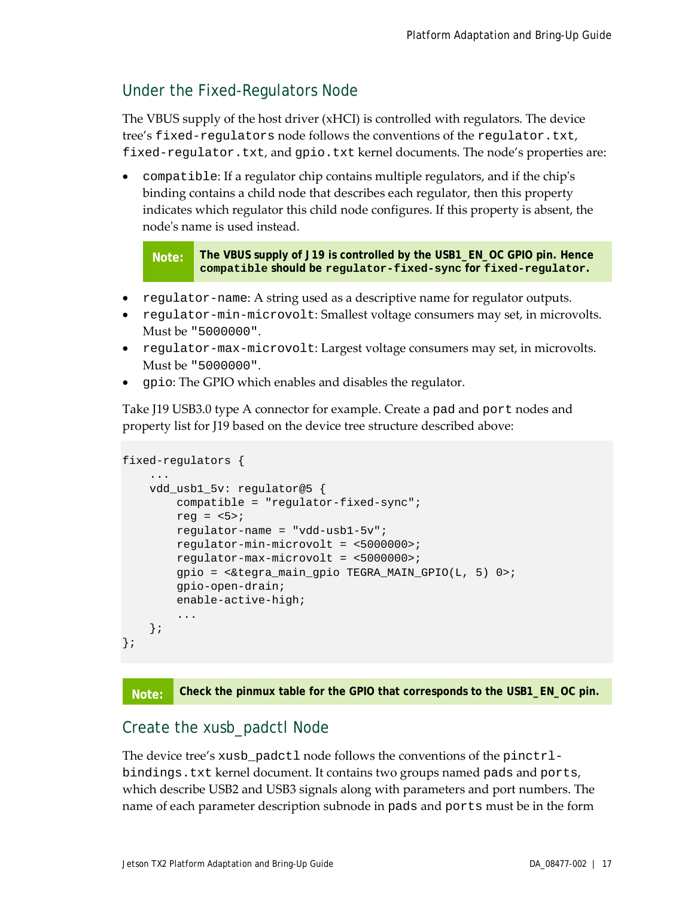## Under the Fixed-Regulators Node

The VBUS supply of the host driver (xHCI) is controlled with regulators. The device tree's `fixed-regulators` node follows the conventions of the `regulator.txt`, `fixed-regulator.txt`, and `gpio.txt` kernel documents. The node's properties are:

- `compatible`: If a regulator chip contains multiple regulators, and if the chip's binding contains a child node that describes each regulator, then this property indicates which regulator this child node configures. If this property is absent, the node's name is used instead.

> **Note:** **The VBUS supply of J19 is controlled by the USB1_EN_OC GPIO pin. Hence `compatible` should be `regulator-fixed-sync` for `fixed-regulator`.**

- `regulator-name`: A string used as a descriptive name for regulator outputs.
- `regulator-min-microvolt`: Smallest voltage consumers may set, in microvolts. Must be `"5000000"`.
- `regulator-max-microvolt`: Largest voltage consumers may set, in microvolts. Must be `"5000000"`.
- `gpio`: The GPIO which enables and disables the regulator.

Take J19 USB3.0 type A connector for example. Create a `pad` and `port` nodes and property list for J19 based on the device tree structure described above:

```
fixed-regulators {
    ...
    vdd_usb1_5v: regulator@5 {
        compatible = "regulator-fixed-sync";
        reg = <5>;
        regulator-name = "vdd-usb1-5v";
        regulator-min-microvolt = <5000000>;
        regulator-max-microvolt = <5000000>;
        gpio = <&tegra_main_gpio TEGRA_MAIN_GPIO(L, 5) 0>;
        gpio-open-drain;
        enable-active-high;
        ...
    };
};
```

> **Note:** **Check the pinmux table for the GPIO that corresponds to the USB1_EN_OC pin.**

## Create the xusb_padctl Node

The device tree's `xusb_padctl` node follows the conventions of the `pinctrl-bindings.txt` kernel document. It contains two groups named `pads` and `ports`, which describe USB2 and USB3 signals along with parameters and port numbers. The name of each parameter description subnode in `pads` and `ports` must be in the form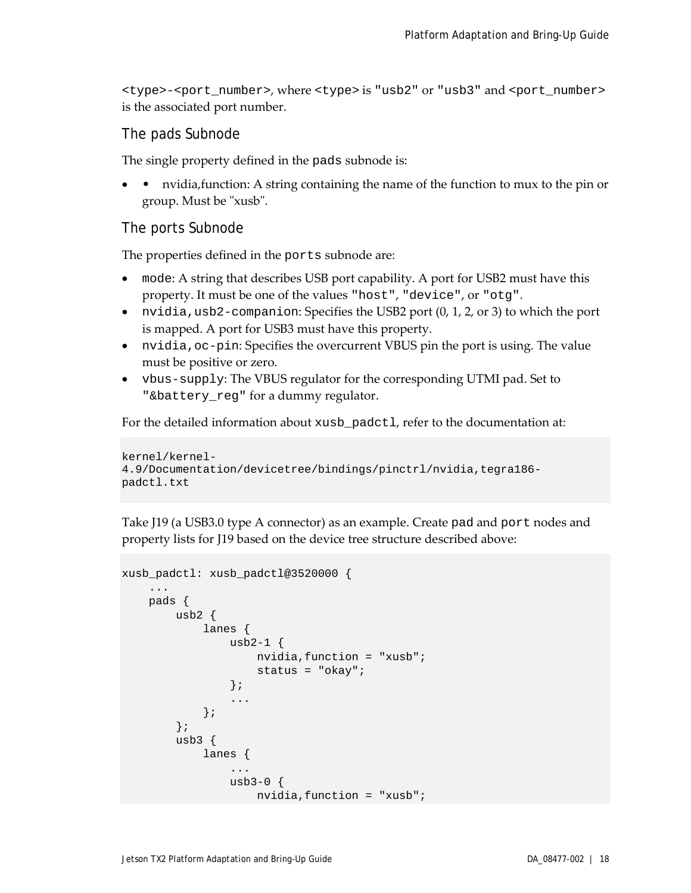`<type>-<port_number>`, where `<type>` is `"usb2"` or `"usb3"` and `<port_number>` is the associated port number.

### The pads Subnode

The single property defined in the `pads` subnode is:

- • nvidia,function: A string containing the name of the function to mux to the pin or group. Must be "xusb".

### The ports Subnode

The properties defined in the `ports` subnode are:

- `mode`: A string that describes USB port capability. A port for USB2 must have this property. It must be one of the values `"host"`, `"device"`, or `"otg"`.
- `nvidia,usb2-companion`: Specifies the USB2 port (0, 1, 2, or 3) to which the port is mapped. A port for USB3 must have this property.
- `nvidia,oc-pin`: Specifies the overcurrent VBUS pin the port is using. The value must be positive or zero.
- `vbus-supply`: The VBUS regulator for the corresponding UTMI pad. Set to `"&battery_reg"` for a dummy regulator.

For the detailed information about `xusb_padctl`, refer to the documentation at:

```
kernel/kernel-
4.9/Documentation/devicetree/bindings/pinctrl/nvidia,tegra186-
padctl.txt
```

Take J19 (a USB3.0 type A connector) as an example. Create `pad` and `port` nodes and property lists for J19 based on the device tree structure described above:

```
xusb_padctl: xusb_padctl@3520000 {
    ...
    pads {
        usb2 {
            lanes {
                usb2-1 {
                    nvidia,function = "xusb";
                    status = "okay";
                };
                ...
            };
        };
        usb3 {
            lanes {
                ...
                usb3-0 {
                    nvidia,function = "xusb";
```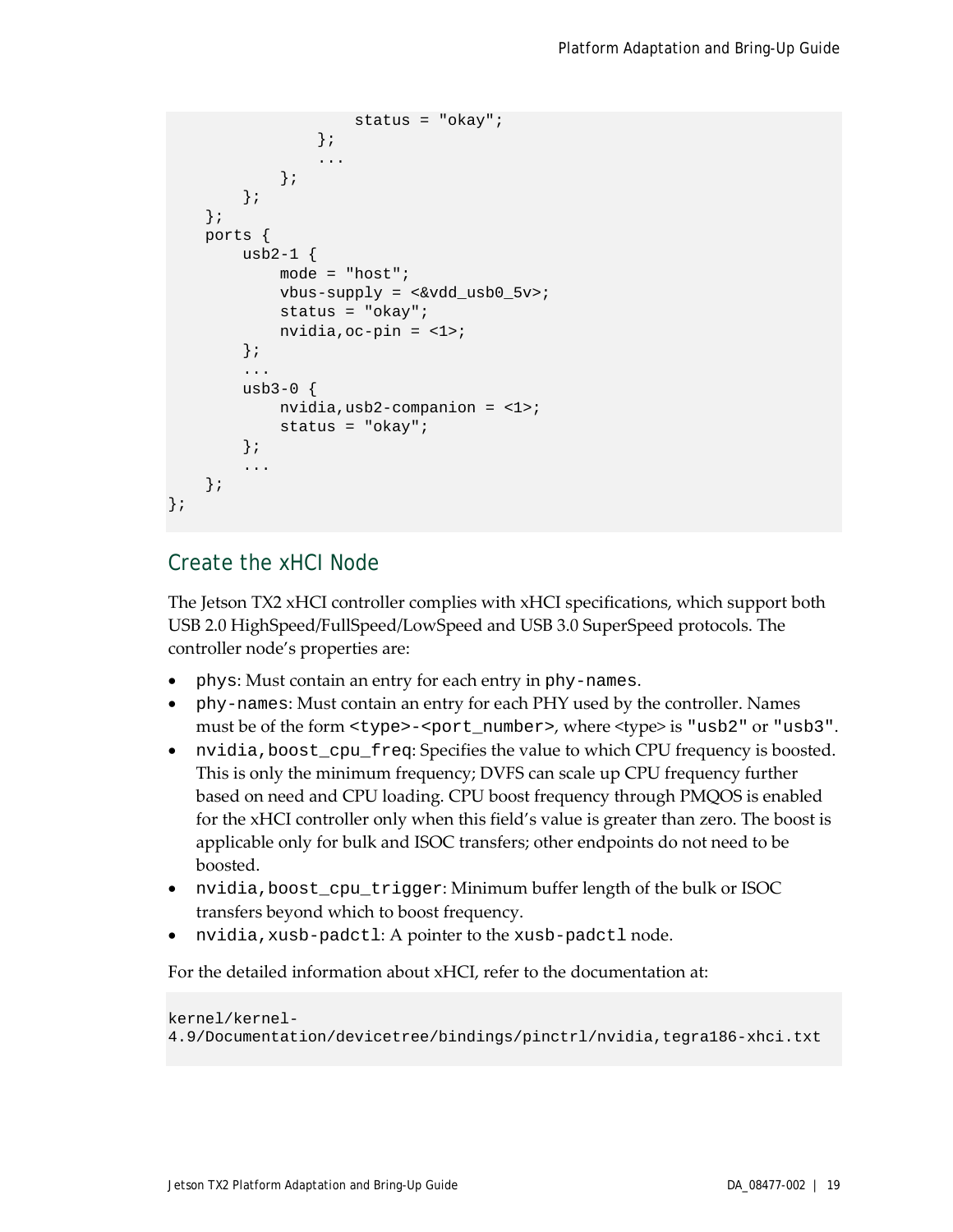```
                    status = "okay";
                };
                ...
            };
        };
    };
    ports {
        usb2-1 {
            mode = "host";
            vbus-supply = <&vdd_usb0_5v>;
            status = "okay";
            nvidia,oc-pin = <1>;
        };
        ...
        usb3-0 {
            nvidia,usb2-companion = <1>;
            status = "okay";
        };
        ...
    };
};
```

## Create the xHCI Node

The Jetson TX2 xHCI controller complies with xHCI specifications, which support both USB 2.0 HighSpeed/FullSpeed/LowSpeed and USB 3.0 SuperSpeed protocols. The controller node's properties are:

- `phys`: Must contain an entry for each entry in `phy-names`.
- `phy-names`: Must contain an entry for each PHY used by the controller. Names must be of the form `<type>-<port_number>`, where <type> is `"usb2"` or `"usb3"`.
- `nvidia,boost_cpu_freq`: Specifies the value to which CPU frequency is boosted. This is only the minimum frequency; DVFS can scale up CPU frequency further based on need and CPU loading. CPU boost frequency through PMQOS is enabled for the xHCI controller only when this field's value is greater than zero. The boost is applicable only for bulk and ISOC transfers; other endpoints do not need to be boosted.
- `nvidia,boost_cpu_trigger`: Minimum buffer length of the bulk or ISOC transfers beyond which to boost frequency.
- `nvidia,xusb-padctl`: A pointer to the `xusb-padctl` node.

For the detailed information about xHCI, refer to the documentation at:

```
kernel/kernel-
4.9/Documentation/devicetree/bindings/pinctrl/nvidia,tegra186-xhci.txt
```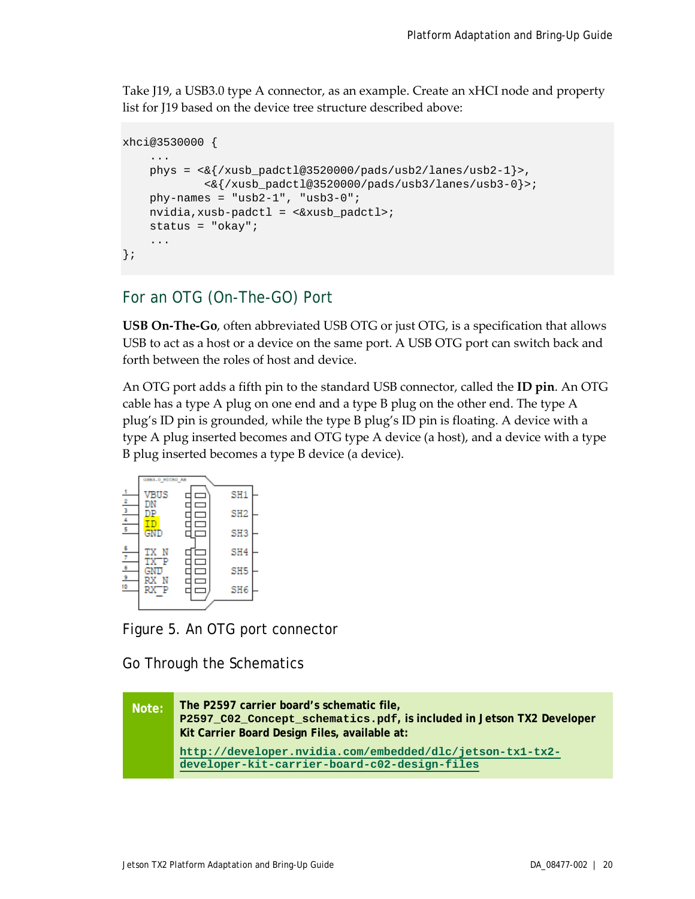Take J19, a USB3.0 type A connector, as an example. Create an xHCI node and property list for J19 based on the device tree structure described above:

```
xhci@3530000 {
    ...
    phys = <&{/xusb_padctl@3520000/pads/usb2/lanes/usb2-1}>,
           <&{/xusb_padctl@3520000/pads/usb3/lanes/usb3-0}>;
    phy-names = "usb2-1", "usb3-0";
    nvidia,xusb-padctl = <&xusb_padctl>;
    status = "okay";
    ...
};
```

## For an OTG (On-The-GO) Port

**USB On-The-Go**, often abbreviated USB OTG or just OTG, is a specification that allows USB to act as a host or a device on the same port. A USB OTG port can switch back and forth between the roles of host and device.

An OTG port adds a fifth pin to the standard USB connector, called the **ID pin**. An OTG cable has a type A plug on one end and a type B plug on the other end. The type A plug's ID pin is grounded, while the type B plug's ID pin is floating. A device with a type A plug inserted becomes and OTG type A device (a host), and a device with a type B plug inserted becomes a type B device (a device).

Figure 5. An OTG port connector

### Go Through the Schematics

> **Note:** **The P2597 carrier board's schematic file, `P2597_C02_Concept_schematics.pdf`, is included in Jetson TX2 Developer Kit Carrier Board Design Files, available at:**
>
> http://developer.nvidia.com/embedded/dlc/jetson-tx1-tx2-developer-kit-carrier-board-c02-design-files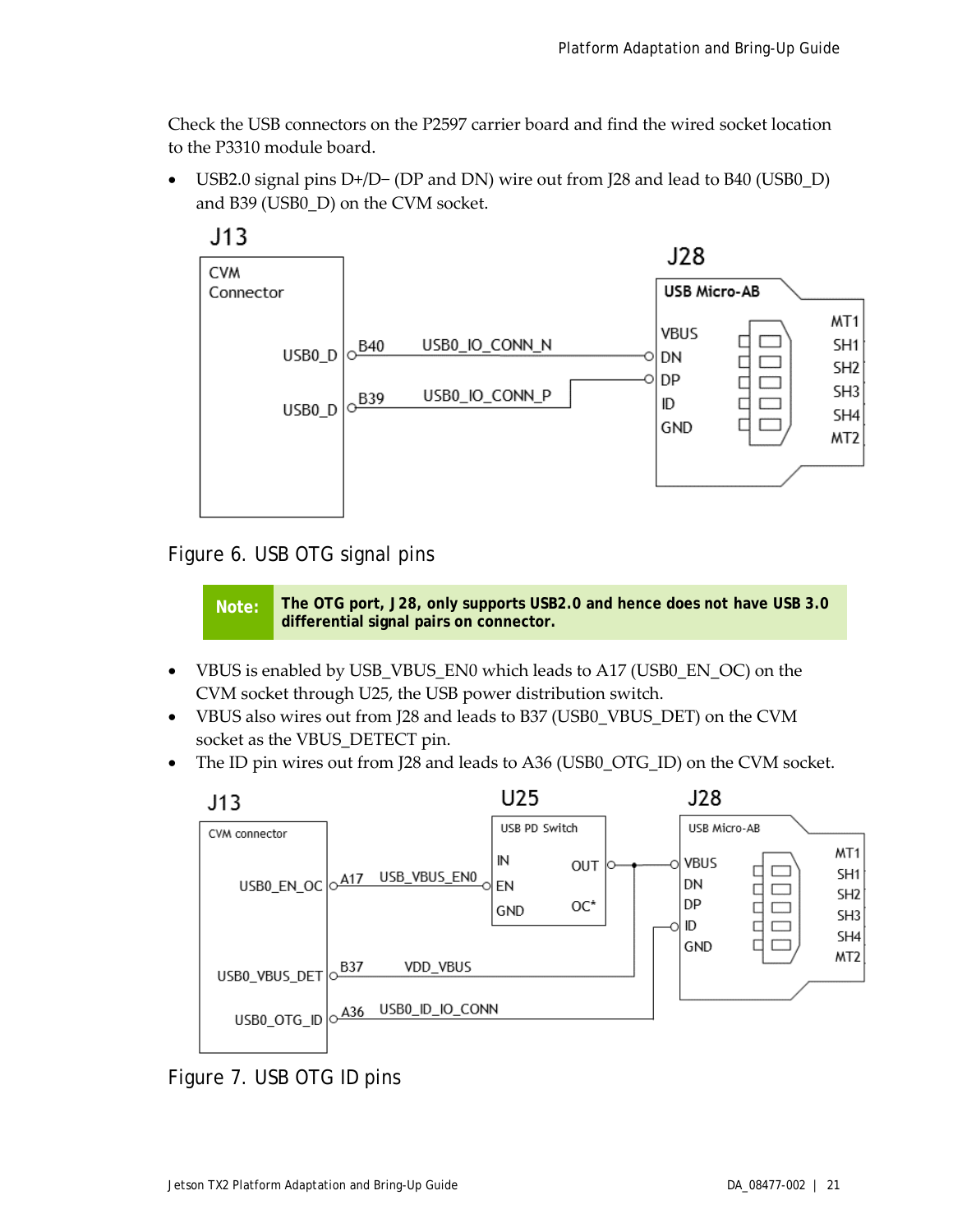Check the USB connectors on the P2597 carrier board and find the wired socket location to the P3310 module board.

- USB2.0 signal pins D+/D− (DP and DN) wire out from J28 and lead to B40 (USB0_D) and B39 (USB0_D) on the CVM socket.

Figure 6. USB OTG signal pins

> **Note:** The OTG port, J28, only supports USB2.0 and hence does not have USB 3.0 differential signal pairs on connector.

- VBUS is enabled by USB_VBUS_EN0 which leads to A17 (USB0_EN_OC) on the CVM socket through U25, the USB power distribution switch.
- VBUS also wires out from J28 and leads to B37 (USB0_VBUS_DET) on the CVM socket as the VBUS_DETECT pin.
- The ID pin wires out from J28 and leads to A36 (USB0_OTG_ID) on the CVM socket.

Figure 7. USB OTG ID pins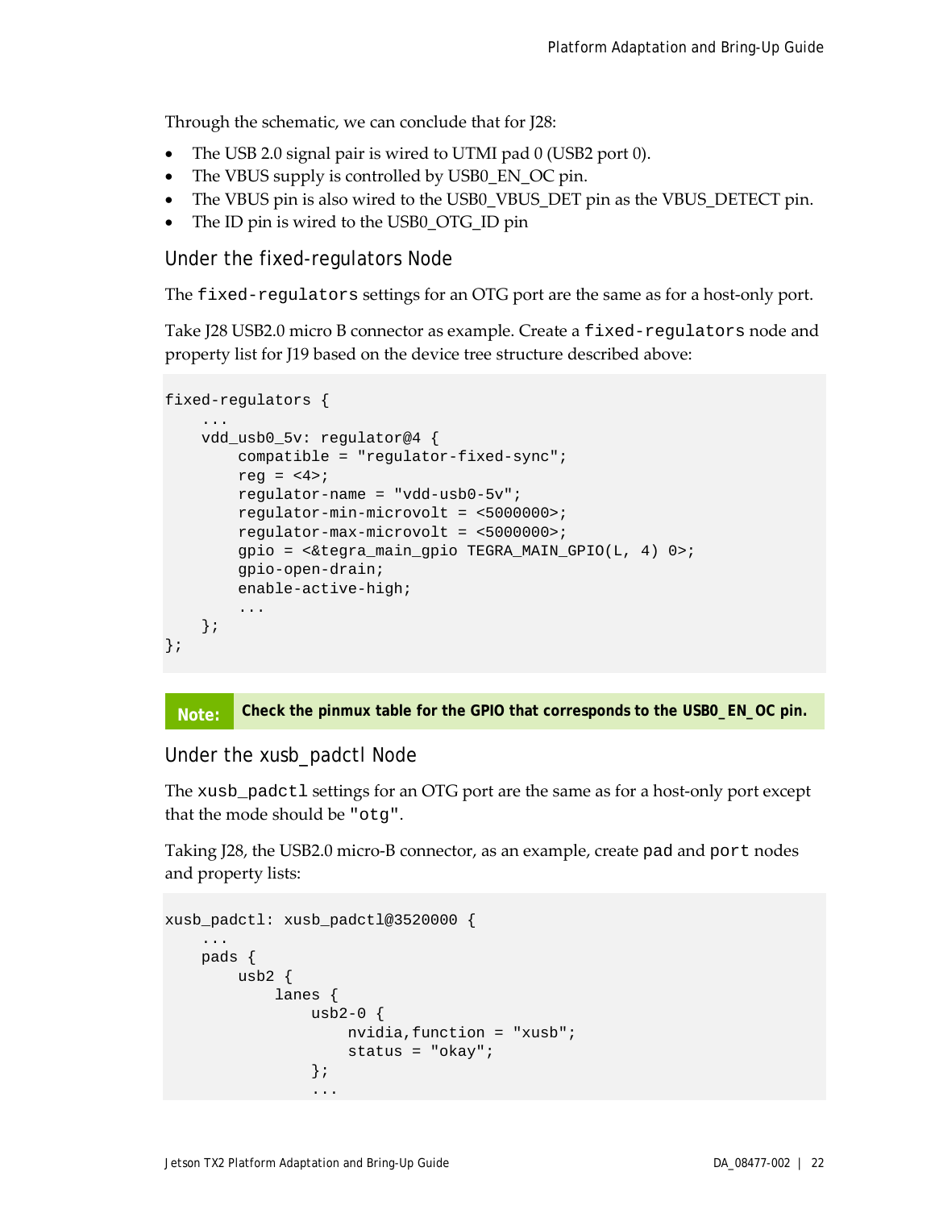Through the schematic, we can conclude that for J28:

- The USB 2.0 signal pair is wired to UTMI pad 0 (USB2 port 0).
- The VBUS supply is controlled by USB0_EN_OC pin.
- The VBUS pin is also wired to the USB0_VBUS_DET pin as the VBUS_DETECT pin.
- The ID pin is wired to the USB0_OTG_ID pin

### Under the fixed-regulators Node

The `fixed-regulators` settings for an OTG port are the same as for a host-only port.

Take J28 USB2.0 micro B connector as example. Create a `fixed-regulators` node and property list for J19 based on the device tree structure described above:

```
fixed-regulators {
    ...
    vdd_usb0_5v: regulator@4 {
        compatible = "regulator-fixed-sync";
        reg = <4>;
        regulator-name = "vdd-usb0-5v";
        regulator-min-microvolt = <5000000>;
        regulator-max-microvolt = <5000000>;
        gpio = <&tegra_main_gpio TEGRA_MAIN_GPIO(L, 4) 0>;
        gpio-open-drain;
        enable-active-high;
        ...
    };
};
```

**Note:** **Check the pinmux table for the GPIO that corresponds to the USB0_EN_OC pin.**

### Under the xusb_padctl Node

The `xusb_padctl` settings for an OTG port are the same as for a host-only port except that the mode should be `"otg"`.

Taking J28, the USB2.0 micro-B connector, as an example, create `pad` and `port` nodes and property lists:

```
xusb_padctl: xusb_padctl@3520000 {
    ...
    pads {
        usb2 {
            lanes {
                usb2-0 {
                    nvidia,function = "xusb";
                    status = "okay";
                };
                ...
```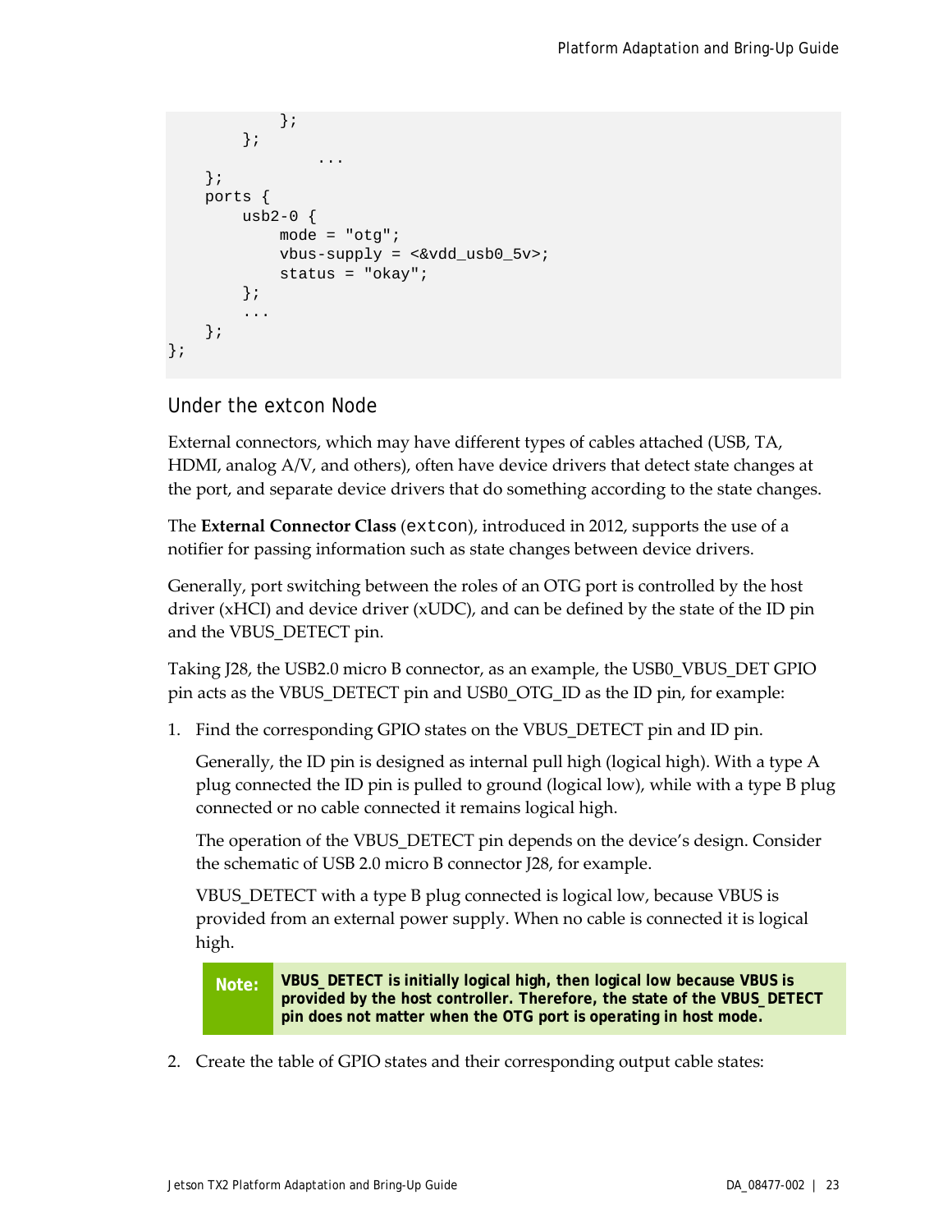```
            };
        };
                ...
    };
    ports {
        usb2-0 {
            mode = "otg";
            vbus-supply = <&vdd_usb0_5v>;
            status = "okay";
        };
        ...
    };
};
```

### Under the extcon Node

External connectors, which may have different types of cables attached (USB, TA, HDMI, analog A/V, and others), often have device drivers that detect state changes at the port, and separate device drivers that do something according to the state changes.

The **External Connector Class** (`extcon`), introduced in 2012, supports the use of a notifier for passing information such as state changes between device drivers.

Generally, port switching between the roles of an OTG port is controlled by the host driver (xHCI) and device driver (xUDC), and can be defined by the state of the ID pin and the VBUS_DETECT pin.

Taking J28, the USB2.0 micro B connector, as an example, the USB0_VBUS_DET GPIO pin acts as the VBUS_DETECT pin and USB0_OTG_ID as the ID pin, for example:

1. Find the corresponding GPIO states on the VBUS_DETECT pin and ID pin.

   Generally, the ID pin is designed as internal pull high (logical high). With a type A plug connected the ID pin is pulled to ground (logical low), while with a type B plug connected or no cable connected it remains logical high.

   The operation of the VBUS_DETECT pin depends on the device's design. Consider the schematic of USB 2.0 micro B connector J28, for example.

   VBUS_DETECT with a type B plug connected is logical low, because VBUS is provided from an external power supply. When no cable is connected it is logical high.

   > **Note:** **VBUS_DETECT is initially logical high, then logical low because VBUS is provided by the host controller. Therefore, the state of the VBUS_DETECT pin does not matter when the OTG port is operating in host mode.**

2. Create the table of GPIO states and their corresponding output cable states: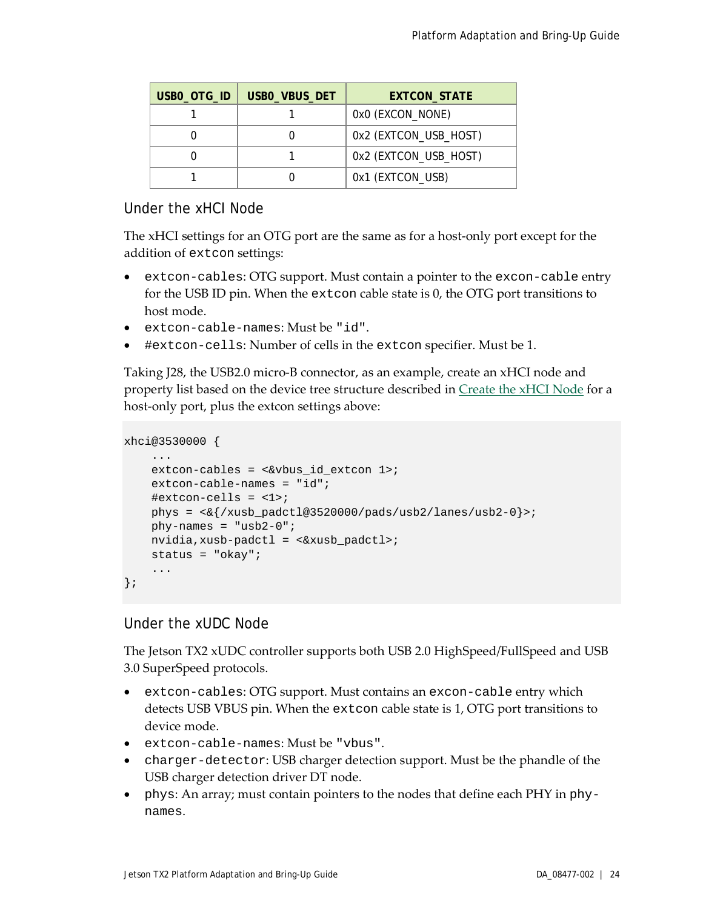| USB0_OTG_ID | USB0_VBUS_DET | EXTCON_STATE |
|---|---|---|
| 1 | 1 | 0x0 (EXCON_NONE) |
| 0 | 0 | 0x2 (EXTCON_USB_HOST) |
| 0 | 1 | 0x2 (EXTCON_USB_HOST) |
| 1 | 0 | 0x1 (EXTCON_USB) |

### Under the xHCI Node

The xHCI settings for an OTG port are the same as for a host-only port except for the addition of `extcon` settings:

- `extcon-cables`: OTG support. Must contain a pointer to the `excon-cable` entry for the USB ID pin. When the `extcon` cable state is 0, the OTG port transitions to host mode.
- `extcon-cable-names`: Must be `"id"`.
- `#extcon-cells`: Number of cells in the `extcon` specifier. Must be 1.

Taking J28, the USB2.0 micro-B connector, as an example, create an xHCI node and property list based on the device tree structure described in Create the xHCI Node for a host-only port, plus the extcon settings above:

```
xhci@3530000 {
    ...
    extcon-cables = <&vbus_id_extcon 1>;
    extcon-cable-names = "id";
    #extcon-cells = <1>;
    phys = <&{/xusb_padctl@3520000/pads/usb2/lanes/usb2-0}>;
    phy-names = "usb2-0";
    nvidia,xusb-padctl = <&xusb_padctl>;
    status = "okay";
    ...
};
```

### Under the xUDC Node

The Jetson TX2 xUDC controller supports both USB 2.0 HighSpeed/FullSpeed and USB 3.0 SuperSpeed protocols.

- `extcon-cables`: OTG support. Must contains an `excon-cable` entry which detects USB VBUS pin. When the `extcon` cable state is 1, OTG port transitions to device mode.
- `extcon-cable-names`: Must be `"vbus"`.
- `charger-detector`: USB charger detection support. Must be the phandle of the USB charger detection driver DT node.
- `phys`: An array; must contain pointers to the nodes that define each PHY in `phy-names`.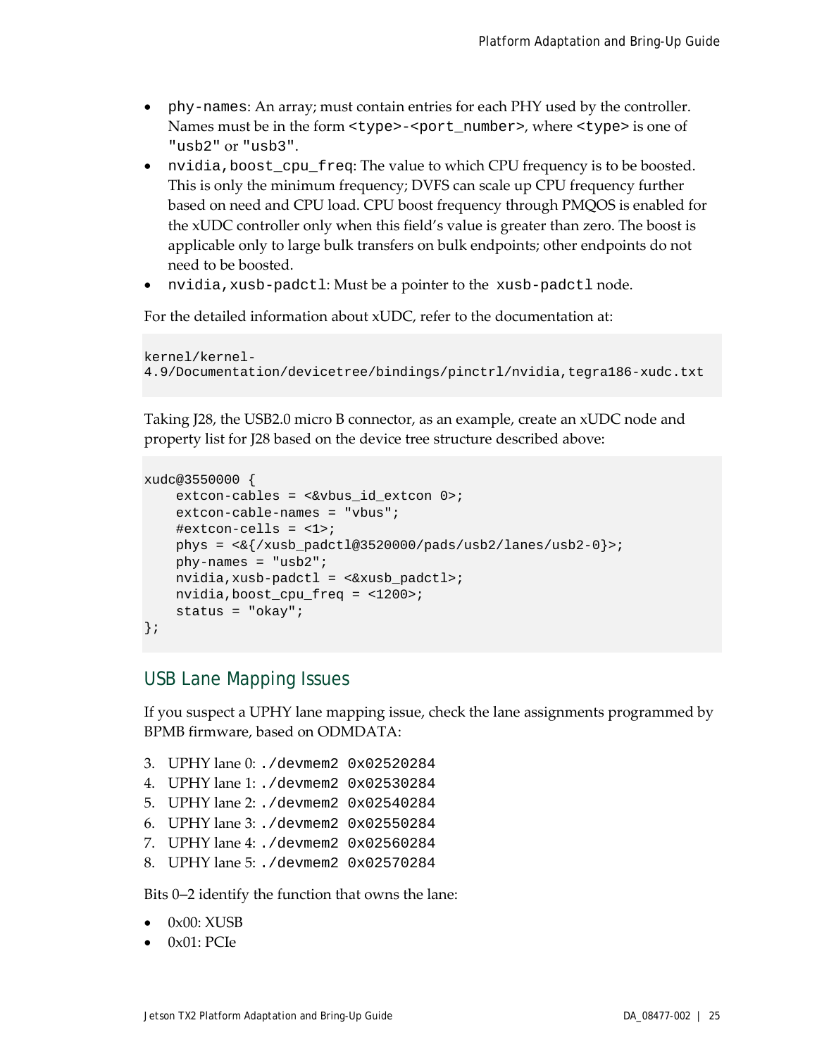- `phy-names`: An array; must contain entries for each PHY used by the controller. Names must be in the form `<type>-<port_number>`, where `<type>` is one of `"usb2"` or `"usb3"`.
- `nvidia,boost_cpu_freq`: The value to which CPU frequency is to be boosted. This is only the minimum frequency; DVFS can scale up CPU frequency further based on need and CPU load. CPU boost frequency through PMQOS is enabled for the xUDC controller only when this field's value is greater than zero. The boost is applicable only to large bulk transfers on bulk endpoints; other endpoints do not need to be boosted.
- `nvidia,xusb-padctl`: Must be a pointer to the `xusb-padctl` node.

For the detailed information about xUDC, refer to the documentation at:

```
kernel/kernel-
4.9/Documentation/devicetree/bindings/pinctrl/nvidia,tegra186-xudc.txt
```

Taking J28, the USB2.0 micro B connector, as an example, create an xUDC node and property list for J28 based on the device tree structure described above:

```
xudc@3550000 {
    extcon-cables = <&vbus_id_extcon 0>;
    extcon-cable-names = "vbus";
    #extcon-cells = <1>;
    phys = <&{/xusb_padctl@3520000/pads/usb2/lanes/usb2-0}>;
    phy-names = "usb2";
    nvidia,xusb-padctl = <&xusb_padctl>;
    nvidia,boost_cpu_freq = <1200>;
    status = "okay";
};
```

## USB Lane Mapping Issues

If you suspect a UPHY lane mapping issue, check the lane assignments programmed by BPMB firmware, based on ODMDATA:

3. UPHY lane 0: `./devmem2 0x02520284`
4. UPHY lane 1: `./devmem2 0x02530284`
5. UPHY lane 2: `./devmem2 0x02540284`
6. UPHY lane 3: `./devmem2 0x02550284`
7. UPHY lane 4: `./devmem2 0x02560284`
8. UPHY lane 5: `./devmem2 0x02570284`

Bits 0–2 identify the function that owns the lane:

- 0x00: XUSB
- 0x01: PCIe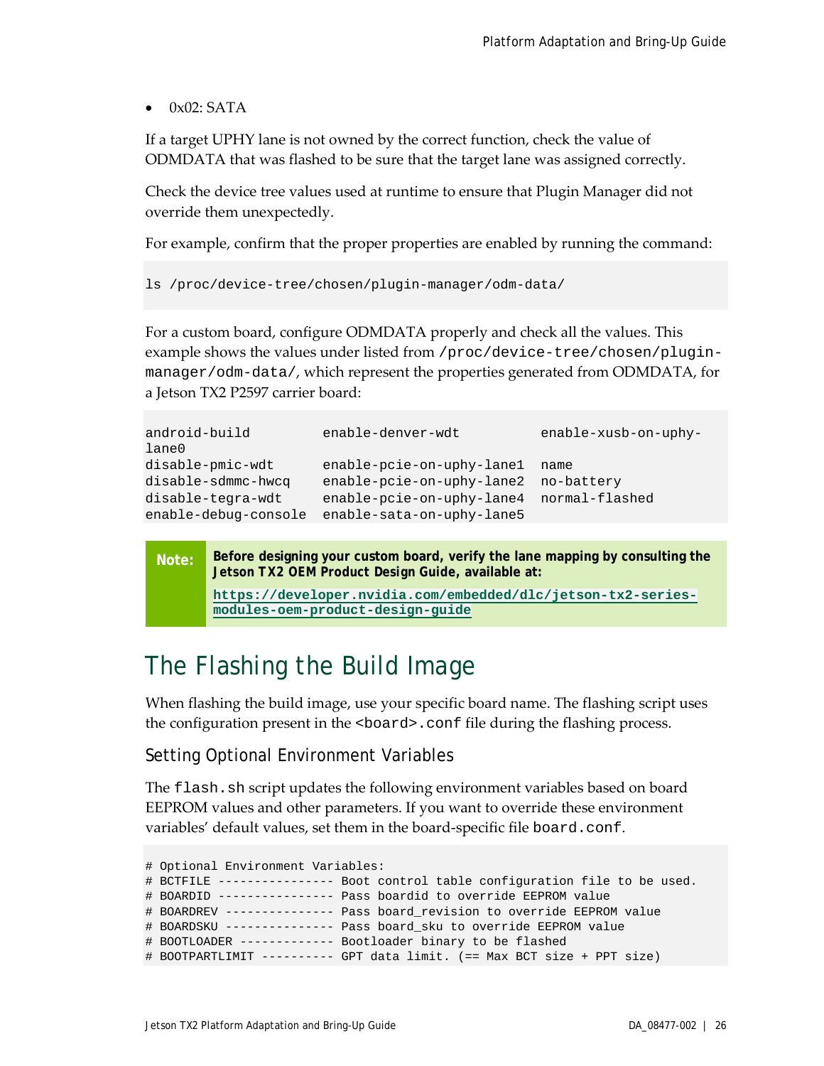- 0x02: SATA

If a target UPHY lane is not owned by the correct function, check the value of ODMDATA that was flashed to be sure that the target lane was assigned correctly.

Check the device tree values used at runtime to ensure that Plugin Manager did not override them unexpectedly.

For example, confirm that the proper properties are enabled by running the command:

```
ls /proc/device-tree/chosen/plugin-manager/odm-data/
```

For a custom board, configure ODMDATA properly and check all the values. This example shows the values under listed from `/proc/device-tree/chosen/plugin-manager/odm-data/`, which represent the properties generated from ODMDATA, for a Jetson TX2 P2597 carrier board:

```
android-build          enable-denver-wdt          enable-xusb-on-uphy-
lane0
disable-pmic-wdt       enable-pcie-on-uphy-lane1  name
disable-sdmmc-hwcq     enable-pcie-on-uphy-lane2  no-battery
disable-tegra-wdt      enable-pcie-on-uphy-lane4  normal-flashed
enable-debug-console   enable-sata-on-uphy-lane5
```

> **Note:** **Before designing your custom board, verify the lane mapping by consulting the Jetson TX2 OEM Product Design Guide, available at:**
> **https://developer.nvidia.com/embedded/dlc/jetson-tx2-series-modules-oem-product-design-guide**

# The Flashing the Build Image

When flashing the build image, use your specific board name. The flashing script uses the configuration present in the `<board>.conf` file during the flashing process.

## Setting Optional Environment Variables

The `flash.sh` script updates the following environment variables based on board EEPROM values and other parameters. If you want to override these environment variables' default values, set them in the board-specific file `board.conf`.

```
# Optional Environment Variables:
# BCTFILE ---------------- Boot control table configuration file to be used.
# BOARDID ---------------- Pass boardid to override EEPROM value
# BOARDREV --------------- Pass board_revision to override EEPROM value
# BOARDSKU --------------- Pass board_sku to override EEPROM value
# BOOTLOADER ------------- Bootloader binary to be flashed
# BOOTPARTLIMIT ---------- GPT data limit. (== Max BCT size + PPT size)
```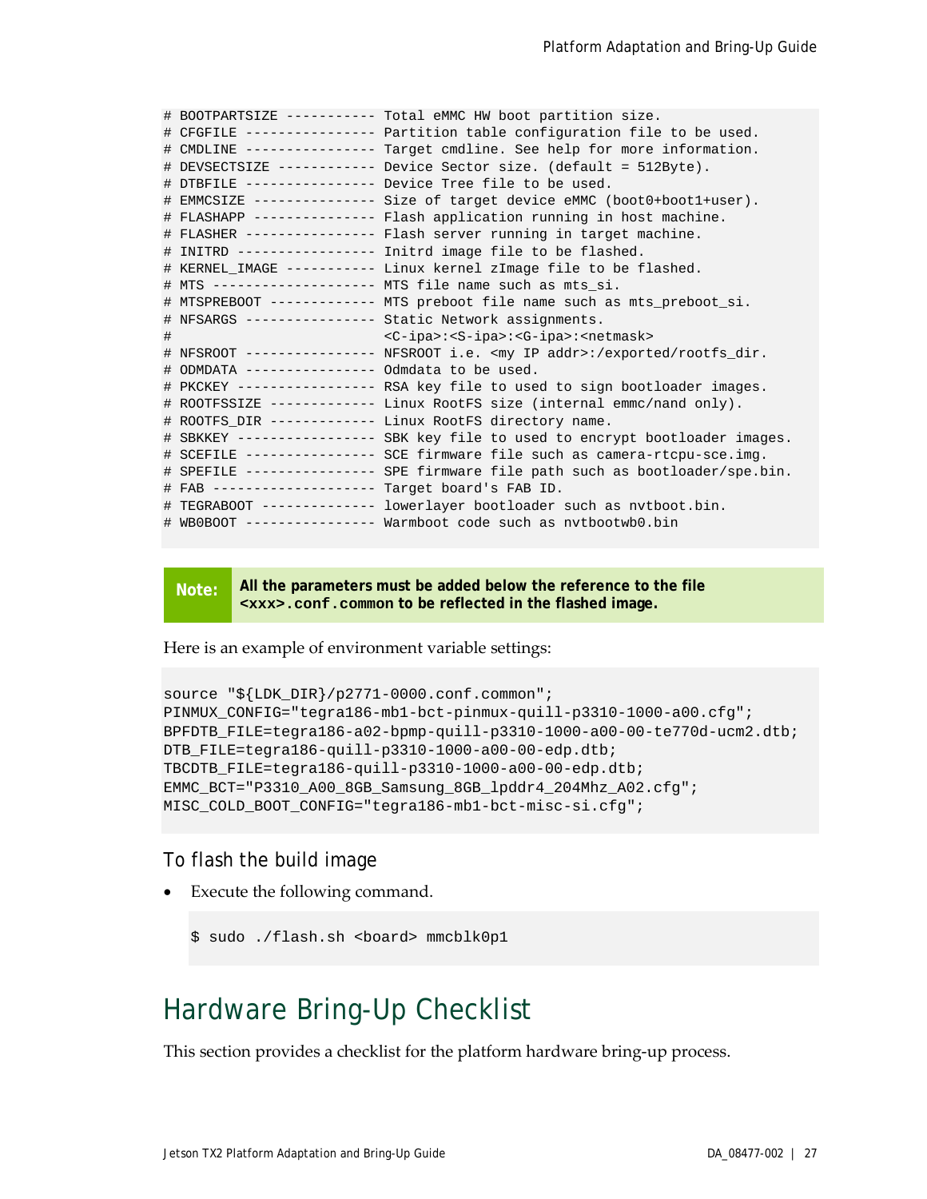```
# BOOTPARTSIZE ----------- Total eMMC HW boot partition size.
# CFGFILE ---------------- Partition table configuration file to be used.
# CMDLINE ---------------- Target cmdline. See help for more information.
# DEVSECTSIZE ------------ Device Sector size. (default = 512Byte).
# DTBFILE ---------------- Device Tree file to be used.
# EMMCSIZE --------------- Size of target device eMMC (boot0+boot1+user).
# FLASHAPP --------------- Flash application running in host machine.
# FLASHER ---------------- Flash server running in target machine.
# INITRD ----------------- Initrd image file to be flashed.
# KERNEL_IMAGE ----------- Linux kernel zImage file to be flashed.
# MTS -------------------- MTS file name such as mts_si.
# MTSPREBOOT ------------- MTS preboot file name such as mts_preboot_si.
# NFSARGS ---------------- Static Network assignments.
#                          <C-ipa>:<S-ipa>:<G-ipa>:<netmask>
# NFSROOT ---------------- NFSROOT i.e. <my IP addr>:/exported/rootfs_dir.
# ODMDATA ---------------- Odmdata to be used.
# PKCKEY ----------------- RSA key file to used to sign bootloader images.
# ROOTFSSIZE ------------- Linux RootFS size (internal emmc/nand only).
# ROOTFS_DIR ------------- Linux RootFS directory name.
# SBKKEY ----------------- SBK key file to used to encrypt bootloader images.
# SCEFILE ---------------- SCE firmware file such as camera-rtcpu-sce.img.
# SPEFILE ---------------- SPE firmware file path such as bootloader/spe.bin.
# FAB -------------------- Target board's FAB ID.
# TEGRABOOT -------------- lowerlayer bootloader such as nvtboot.bin.
# WB0BOOT ---------------- Warmboot code such as nvtbootwb0.bin
```

> **Note:** **All the parameters must be added below the reference to the file `<xxx>.conf.common` to be reflected in the flashed image.**

Here is an example of environment variable settings:

```
source "${LDK_DIR}/p2771-0000.conf.common";
PINMUX_CONFIG="tegra186-mb1-bct-pinmux-quill-p3310-1000-a00.cfg";
BPFDTB_FILE=tegra186-a02-bpmp-quill-p3310-1000-a00-00-te770d-ucm2.dtb;
DTB_FILE=tegra186-quill-p3310-1000-a00-00-edp.dtb;
TBCDTB_FILE=tegra186-quill-p3310-1000-a00-00-edp.dtb;
EMMC_BCT="P3310_A00_8GB_Samsung_8GB_lpddr4_204Mhz_A02.cfg";
MISC_COLD_BOOT_CONFIG="tegra186-mb1-bct-misc-si.cfg";
```

### To flash the build image

- Execute the following command.

```
$ sudo ./flash.sh <board> mmcblk0p1
```

## Hardware Bring-Up Checklist

This section provides a checklist for the platform hardware bring-up process.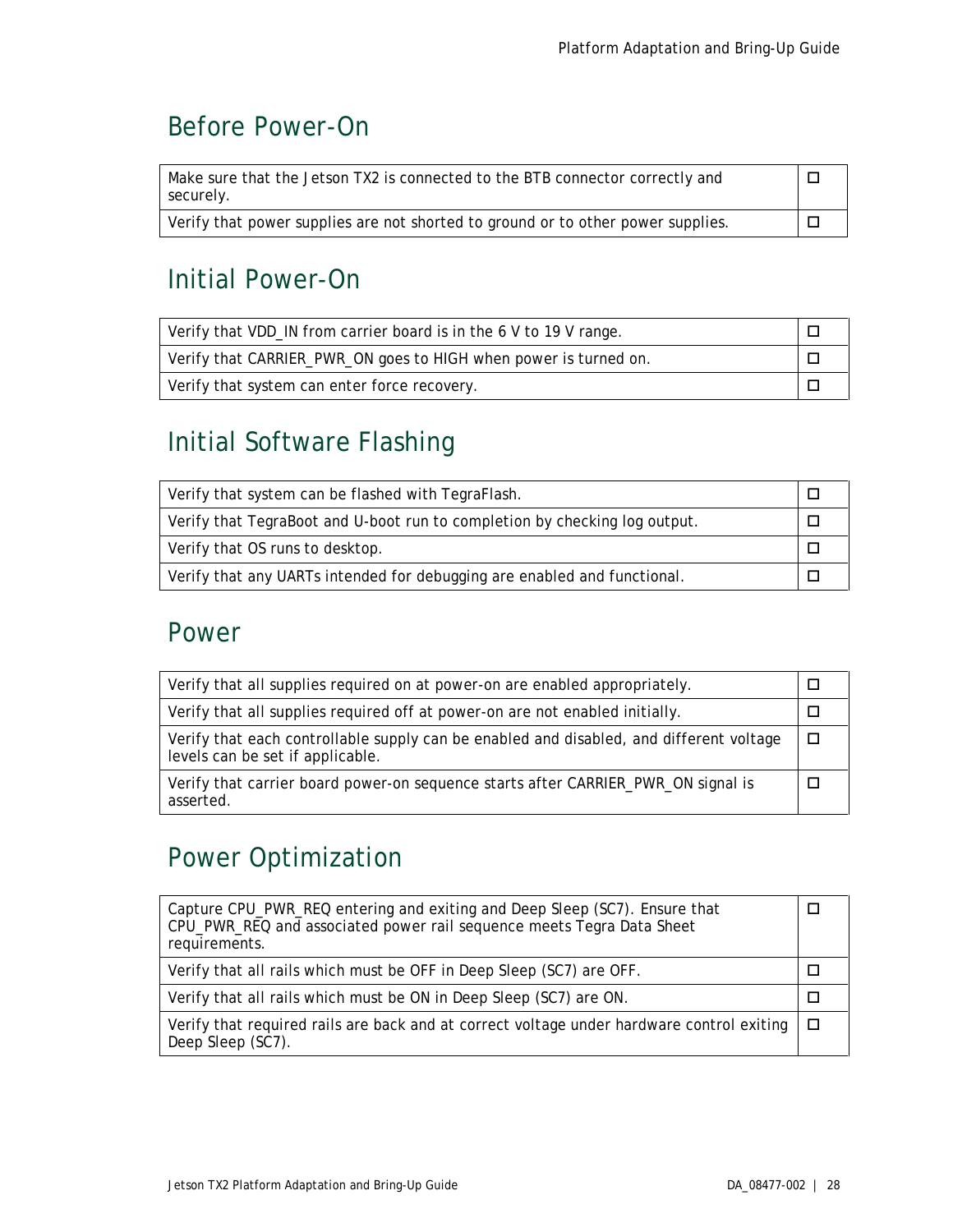## Before Power-On

| | |
|---|---|
| Make sure that the Jetson TX2 is connected to the BTB connector correctly and securely. | ☐ |
| Verify that power supplies are not shorted to ground or to other power supplies. | ☐ |

## Initial Power-On

| | |
|---|---|
| Verify that VDD_IN from carrier board is in the 6 V to 19 V range. | ☐ |
| Verify that CARRIER_PWR_ON goes to HIGH when power is turned on. | ☐ |
| Verify that system can enter force recovery. | ☐ |

## Initial Software Flashing

| | |
|---|---|
| Verify that system can be flashed with TegraFlash. | ☐ |
| Verify that TegraBoot and U-boot run to completion by checking log output. | ☐ |
| Verify that OS runs to desktop. | ☐ |
| Verify that any UARTs intended for debugging are enabled and functional. | ☐ |

## Power

| | |
|---|---|
| Verify that all supplies required on at power-on are enabled appropriately. | ☐ |
| Verify that all supplies required off at power-on are not enabled initially. | ☐ |
| Verify that each controllable supply can be enabled and disabled, and different voltage levels can be set if applicable. | ☐ |
| Verify that carrier board power-on sequence starts after CARRIER_PWR_ON signal is asserted. | ☐ |

## Power Optimization

| | |
|---|---|
| Capture CPU_PWR_REQ entering and exiting and Deep Sleep (SC7). Ensure that CPU_PWR_REQ and associated power rail sequence meets Tegra Data Sheet requirements. | ☐ |
| Verify that all rails which must be OFF in Deep Sleep (SC7) are OFF. | ☐ |
| Verify that all rails which must be ON in Deep Sleep (SC7) are ON. | ☐ |
| Verify that required rails are back and at correct voltage under hardware control exiting Deep Sleep (SC7). | ☐ |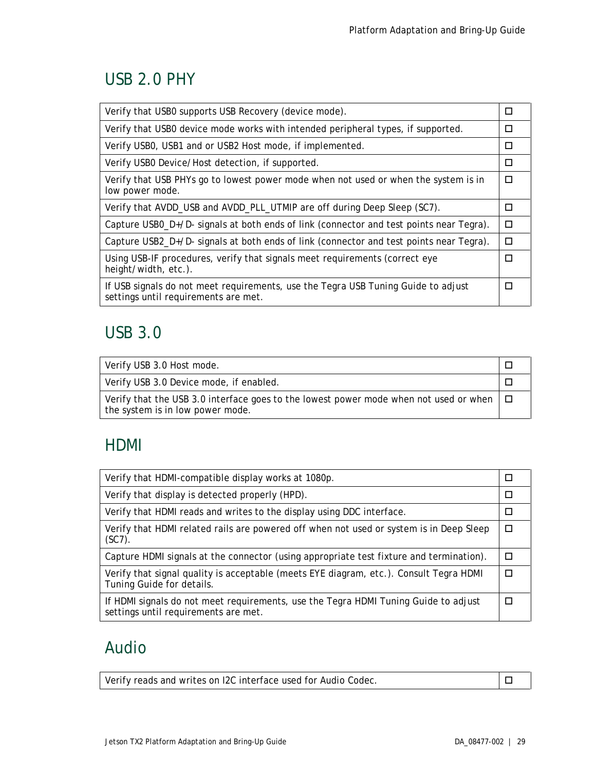## USB 2.0 PHY

| | |
|---|---|
| Verify that USB0 supports USB Recovery (device mode). | ☐ |
| Verify that USB0 device mode works with intended peripheral types, if supported. | ☐ |
| Verify USB0, USB1 and or USB2 Host mode, if implemented. | ☐ |
| Verify USB0 Device/Host detection, if supported. | ☐ |
| Verify that USB PHYs go to lowest power mode when not used or when the system is in low power mode. | ☐ |
| Verify that AVDD_USB and AVDD_PLL_UTMIP are off during Deep Sleep (SC7). | ☐ |
| Capture USB0_D+/D- signals at both ends of link (connector and test points near Tegra). | ☐ |
| Capture USB2_D+/D- signals at both ends of link (connector and test points near Tegra). | ☐ |
| Using USB-IF procedures, verify that signals meet requirements (correct eye height/width, etc.). | ☐ |
| If USB signals do not meet requirements, use the Tegra USB Tuning Guide to adjust settings until requirements are met. | ☐ |

## USB 3.0

| | |
|---|---|
| Verify USB 3.0 Host mode. | ☐ |
| Verify USB 3.0 Device mode, if enabled. | ☐ |
| Verify that the USB 3.0 interface goes to the lowest power mode when not used or when the system is in low power mode. | ☐ |

## HDMI

| | |
|---|---|
| Verify that HDMI-compatible display works at 1080p. | ☐ |
| Verify that display is detected properly (HPD). | ☐ |
| Verify that HDMI reads and writes to the display using DDC interface. | ☐ |
| Verify that HDMI related rails are powered off when not used or system is in Deep Sleep (SC7). | ☐ |
| Capture HDMI signals at the connector (using appropriate test fixture and termination). | ☐ |
| Verify that signal quality is acceptable (meets EYE diagram, etc.). Consult Tegra HDMI Tuning Guide for details. | ☐ |
| If HDMI signals do not meet requirements, use the Tegra HDMI Tuning Guide to adjust settings until requirements are met. | ☐ |

## Audio

| | |
|---|---|
| Verify reads and writes on I2C interface used for Audio Codec. | ☐ |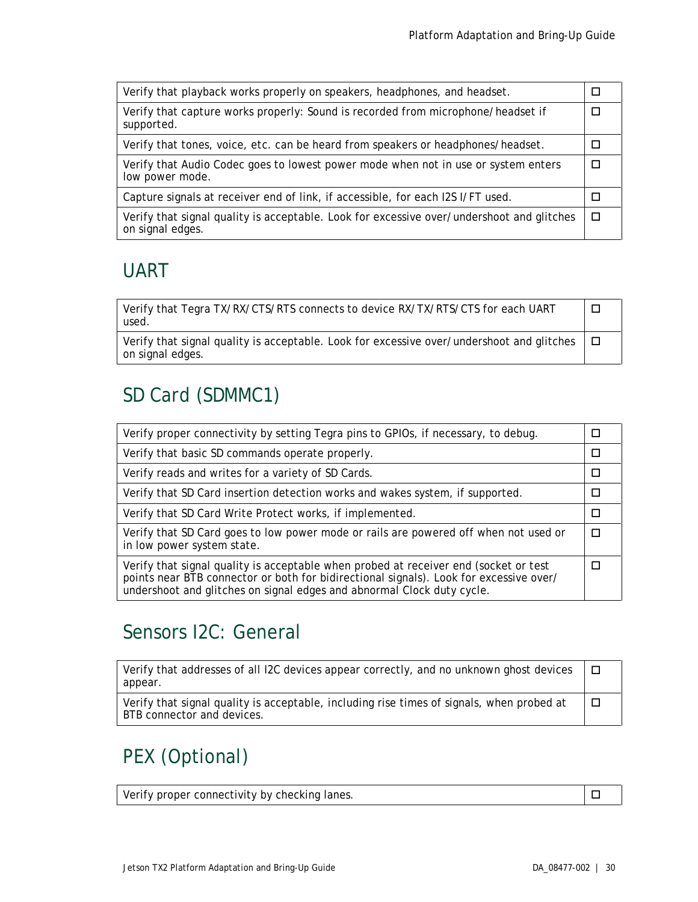| | |
|---|---|
| Verify that playback works properly on speakers, headphones, and headset. | ☐ |
| Verify that capture works properly: Sound is recorded from microphone/headset if supported. | ☐ |
| Verify that tones, voice, etc. can be heard from speakers or headphones/headset. | ☐ |
| Verify that Audio Codec goes to lowest power mode when not in use or system enters low power mode. | ☐ |
| Capture signals at receiver end of link, if accessible, for each I2S I/FT used. | ☐ |
| Verify that signal quality is acceptable. Look for excessive over/undershoot and glitches on signal edges. | ☐ |

## UART

| | |
|---|---|
| Verify that Tegra TX/RX/CTS/RTS connects to device RX/TX/RTS/CTS for each UART used. | ☐ |
| Verify that signal quality is acceptable. Look for excessive over/undershoot and glitches on signal edges. | ☐ |

## SD Card (SDMMC1)

| | |
|---|---|
| Verify proper connectivity by setting Tegra pins to GPIOs, if necessary, to debug. | ☐ |
| Verify that basic SD commands operate properly. | ☐ |
| Verify reads and writes for a variety of SD Cards. | ☐ |
| Verify that SD Card insertion detection works and wakes system, if supported. | ☐ |
| Verify that SD Card Write Protect works, if implemented. | ☐ |
| Verify that SD Card goes to low power mode or rails are powered off when not used or in low power system state. | ☐ |
| Verify that signal quality is acceptable when probed at receiver end (socket or test points near BTB connector or both for bidirectional signals). Look for excessive over/undershoot and glitches on signal edges and abnormal Clock duty cycle. | ☐ |

## Sensors I2C: General

| | |
|---|---|
| Verify that addresses of all I2C devices appear correctly, and no unknown ghost devices appear. | ☐ |
| Verify that signal quality is acceptable, including rise times of signals, when probed at BTB connector and devices. | ☐ |

## PEX (Optional)

| | |
|---|---|
| Verify proper connectivity by checking lanes. | ☐ |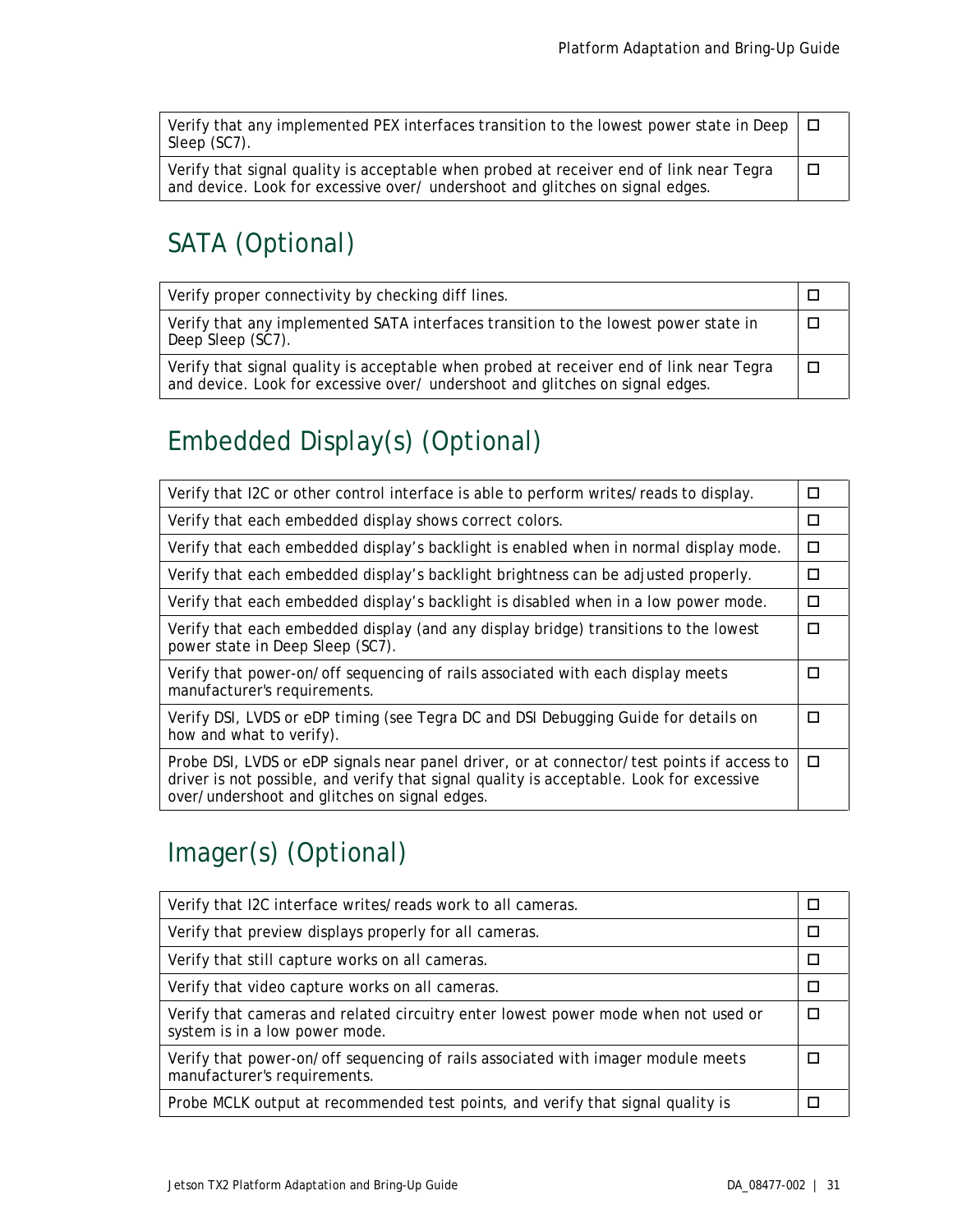| | |
|---|---|
| Verify that any implemented PEX interfaces transition to the lowest power state in Deep Sleep (SC7). | ☐ |
| Verify that signal quality is acceptable when probed at receiver end of link near Tegra and device. Look for excessive over/ undershoot and glitches on signal edges. | ☐ |

## SATA (Optional)

| | |
|---|---|
| Verify proper connectivity by checking diff lines. | ☐ |
| Verify that any implemented SATA interfaces transition to the lowest power state in Deep Sleep (SC7). | ☐ |
| Verify that signal quality is acceptable when probed at receiver end of link near Tegra and device. Look for excessive over/ undershoot and glitches on signal edges. | ☐ |

## Embedded Display(s) (Optional)

| | |
|---|---|
| Verify that I2C or other control interface is able to perform writes/reads to display. | ☐ |
| Verify that each embedded display shows correct colors. | ☐ |
| Verify that each embedded display's backlight is enabled when in normal display mode. | ☐ |
| Verify that each embedded display's backlight brightness can be adjusted properly. | ☐ |
| Verify that each embedded display's backlight is disabled when in a low power mode. | ☐ |
| Verify that each embedded display (and any display bridge) transitions to the lowest power state in Deep Sleep (SC7). | ☐ |
| Verify that power-on/off sequencing of rails associated with each display meets manufacturer's requirements. | ☐ |
| Verify DSI, LVDS or eDP timing (see Tegra DC and DSI Debugging Guide for details on how and what to verify). | ☐ |
| Probe DSI, LVDS or eDP signals near panel driver, or at connector/test points if access to driver is not possible, and verify that signal quality is acceptable. Look for excessive over/undershoot and glitches on signal edges. | ☐ |

## Imager(s) (Optional)

| | |
|---|---|
| Verify that I2C interface writes/reads work to all cameras. | ☐ |
| Verify that preview displays properly for all cameras. | ☐ |
| Verify that still capture works on all cameras. | ☐ |
| Verify that video capture works on all cameras. | ☐ |
| Verify that cameras and related circuitry enter lowest power mode when not used or system is in a low power mode. | ☐ |
| Verify that power-on/off sequencing of rails associated with imager module meets manufacturer's requirements. | ☐ |
| Probe MCLK output at recommended test points, and verify that signal quality is | ☐ |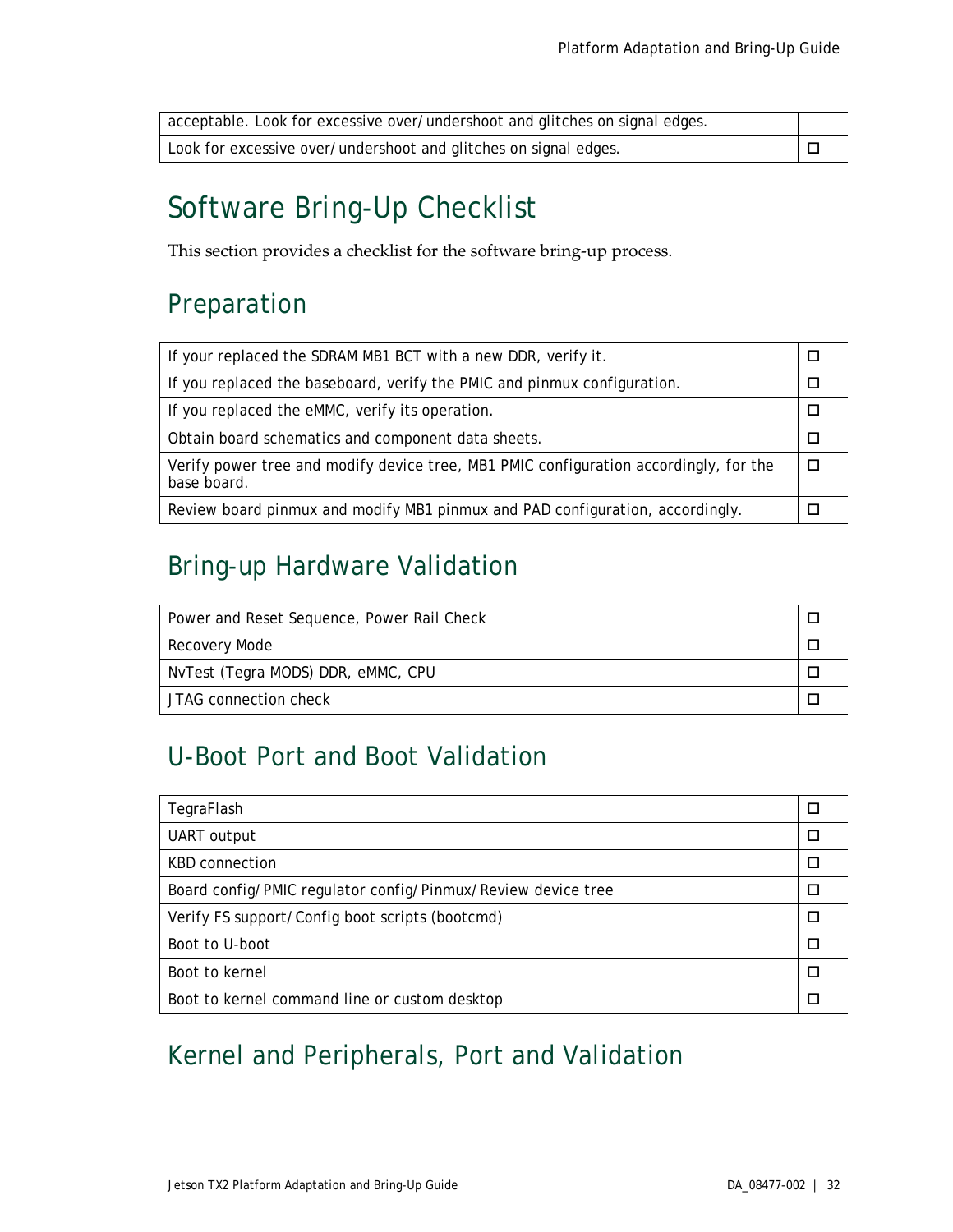| acceptable. Look for excessive over/undershoot and glitches on signal edges. | |
| --- | --- |
| Look for excessive over/undershoot and glitches on signal edges. | ☐ |

# Software Bring-Up Checklist

This section provides a checklist for the software bring-up process.

## Preparation

| | |
| --- | --- |
| If your replaced the SDRAM MB1 BCT with a new DDR, verify it. | ☐ |
| If you replaced the baseboard, verify the PMIC and pinmux configuration. | ☐ |
| If you replaced the eMMC, verify its operation. | ☐ |
| Obtain board schematics and component data sheets. | ☐ |
| Verify power tree and modify device tree, MB1 PMIC configuration accordingly, for the base board. | ☐ |
| Review board pinmux and modify MB1 pinmux and PAD configuration, accordingly. | ☐ |

## Bring-up Hardware Validation

| | |
| --- | --- |
| Power and Reset Sequence, Power Rail Check | ☐ |
| Recovery Mode | ☐ |
| NvTest (Tegra MODS) DDR, eMMC, CPU | ☐ |
| JTAG connection check | ☐ |

## U-Boot Port and Boot Validation

| | |
| --- | --- |
| TegraFlash | ☐ |
| UART output | ☐ |
| KBD connection | ☐ |
| Board config/PMIC regulator config/Pinmux/Review device tree | ☐ |
| Verify FS support/Config boot scripts (bootcmd) | ☐ |
| Boot to U-boot | ☐ |
| Boot to kernel | ☐ |
| Boot to kernel command line or custom desktop | ☐ |

## Kernel and Peripherals, Port and Validation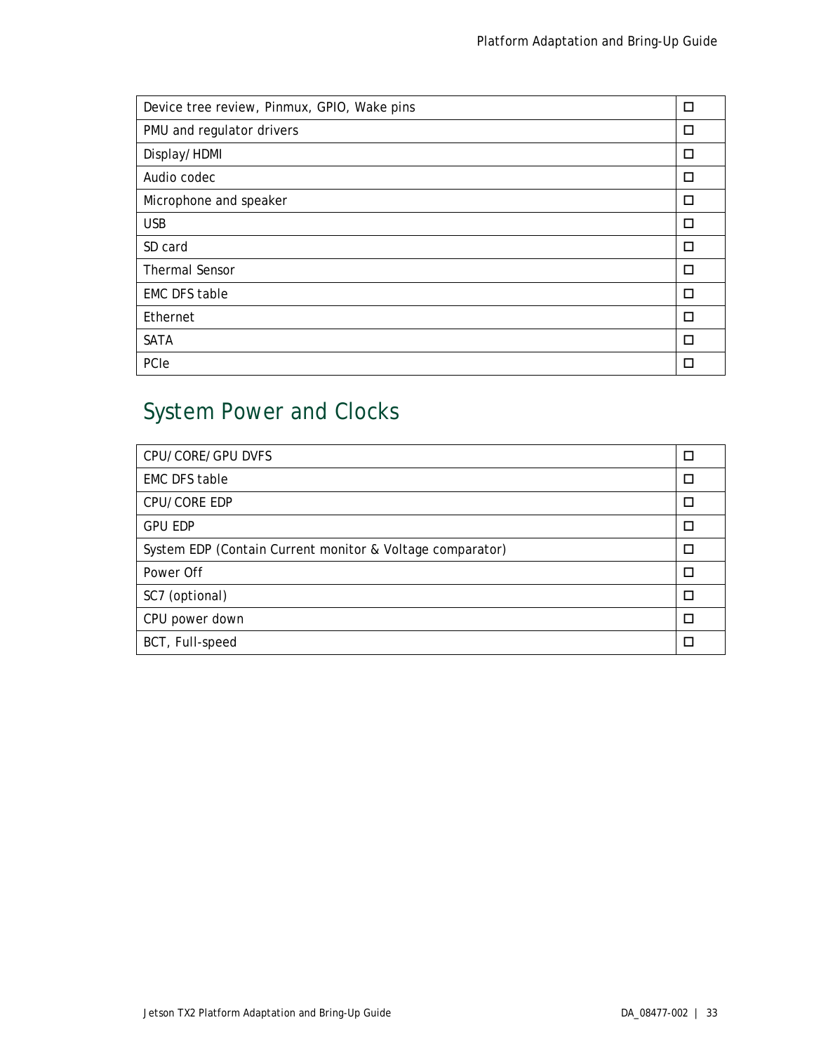| | |
|---|---|
| Device tree review, Pinmux, GPIO, Wake pins | ☐ |
| PMU and regulator drivers | ☐ |
| Display/HDMI | ☐ |
| Audio codec | ☐ |
| Microphone and speaker | ☐ |
| USB | ☐ |
| SD card | ☐ |
| Thermal Sensor | ☐ |
| EMC DFS table | ☐ |
| Ethernet | ☐ |
| SATA | ☐ |
| PCIe | ☐ |

## System Power and Clocks

| | |
|---|---|
| CPU/CORE/GPU DVFS | ☐ |
| EMC DFS table | ☐ |
| CPU/CORE EDP | ☐ |
| GPU EDP | ☐ |
| System EDP (Contain Current monitor & Voltage comparator) | ☐ |
| Power Off | ☐ |
| SC7 (optional) | ☐ |
| CPU power down | ☐ |
| BCT, Full-speed | ☐ |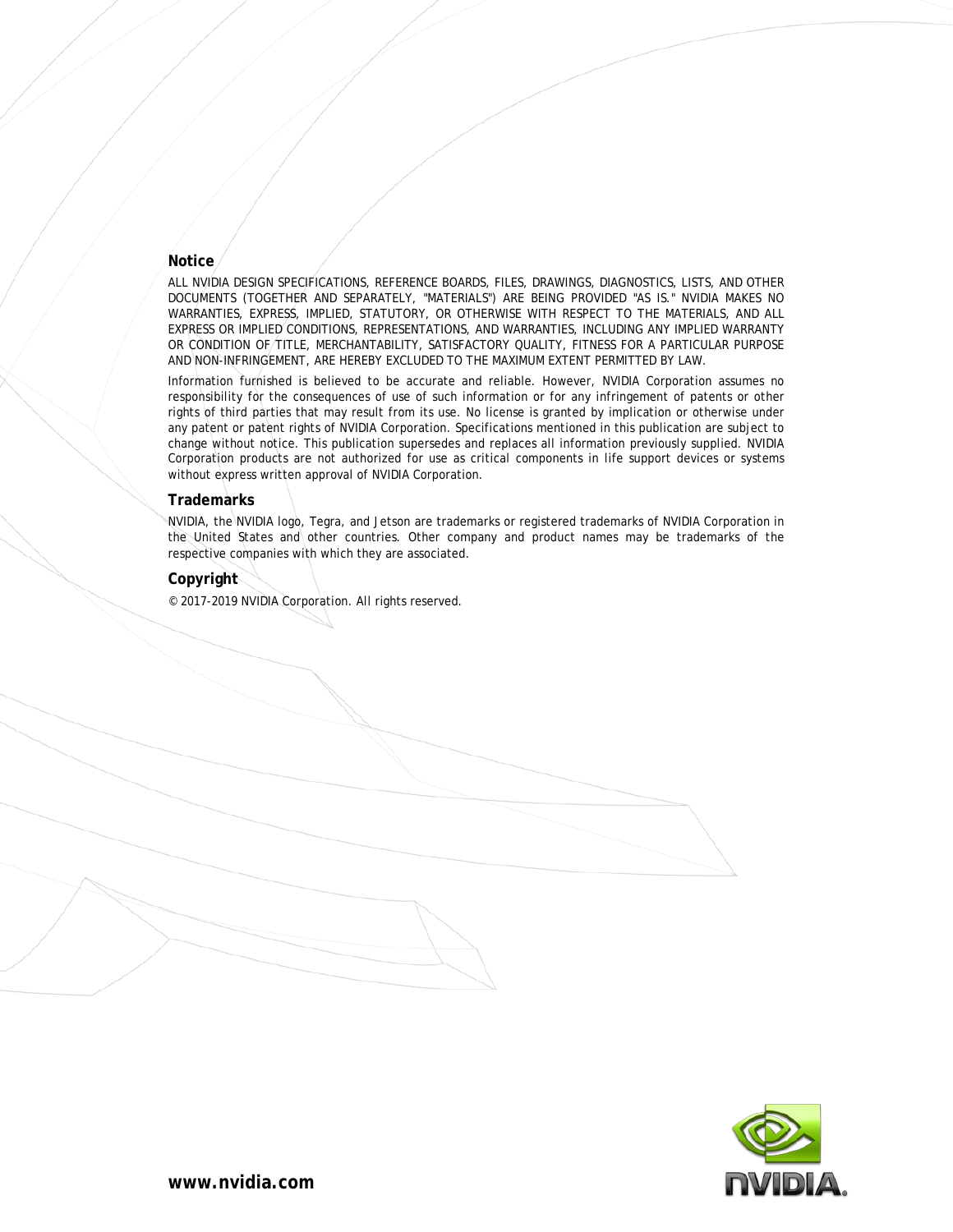## Notice

ALL NVIDIA DESIGN SPECIFICATIONS, REFERENCE BOARDS, FILES, DRAWINGS, DIAGNOSTICS, LISTS, AND OTHER DOCUMENTS (TOGETHER AND SEPARATELY, "MATERIALS") ARE BEING PROVIDED "AS IS." NVIDIA MAKES NO WARRANTIES, EXPRESS, IMPLIED, STATUTORY, OR OTHERWISE WITH RESPECT TO THE MATERIALS, AND ALL EXPRESS OR IMPLIED CONDITIONS, REPRESENTATIONS, AND WARRANTIES, INCLUDING ANY IMPLIED WARRANTY OR CONDITION OF TITLE, MERCHANTABILITY, SATISFACTORY QUALITY, FITNESS FOR A PARTICULAR PURPOSE AND NON-INFRINGEMENT, ARE HEREBY EXCLUDED TO THE MAXIMUM EXTENT PERMITTED BY LAW.

Information furnished is believed to be accurate and reliable. However, NVIDIA Corporation assumes no responsibility for the consequences of use of such information or for any infringement of patents or other rights of third parties that may result from its use. No license is granted by implication or otherwise under any patent or patent rights of NVIDIA Corporation. Specifications mentioned in this publication are subject to change without notice. This publication supersedes and replaces all information previously supplied. NVIDIA Corporation products are not authorized for use as critical components in life support devices or systems without express written approval of NVIDIA Corporation.

## Trademarks

NVIDIA, the NVIDIA logo, Tegra, and Jetson are trademarks or registered trademarks of NVIDIA Corporation in the United States and other countries. Other company and product names may be trademarks of the respective companies with which they are associated.

## Copyright

© 2017-2019 NVIDIA Corporation. All rights reserved.

**www.nvidia.com**